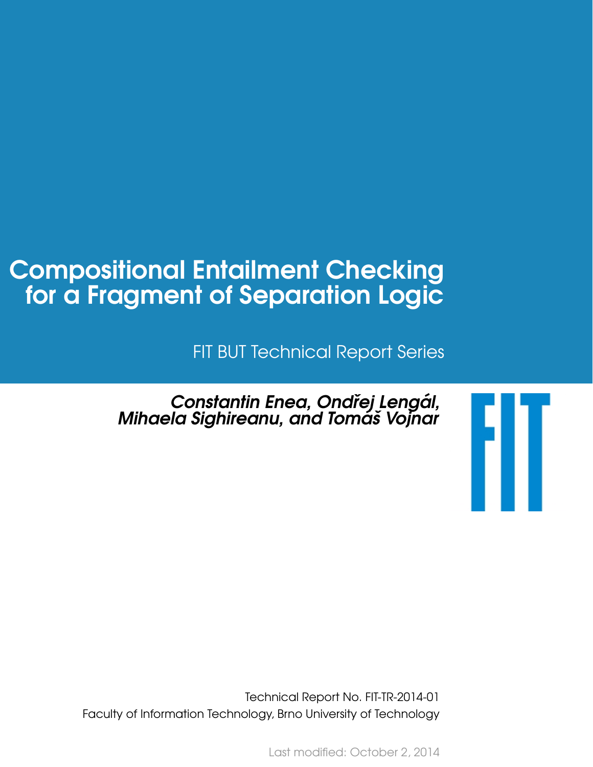# Compositional Entailment Checking for a Fragment of Separation Logic

FIT BUT Technical Report Series

*Constantin Enea, Ondřej Lengál, Mihaela Sighireanu, and Tomáš Vojnar*

FIT

Technical Report No. FIT-TR-2014-01
Faculty of Information Technology, Brno University of Technology

Last modified: October 2, 2014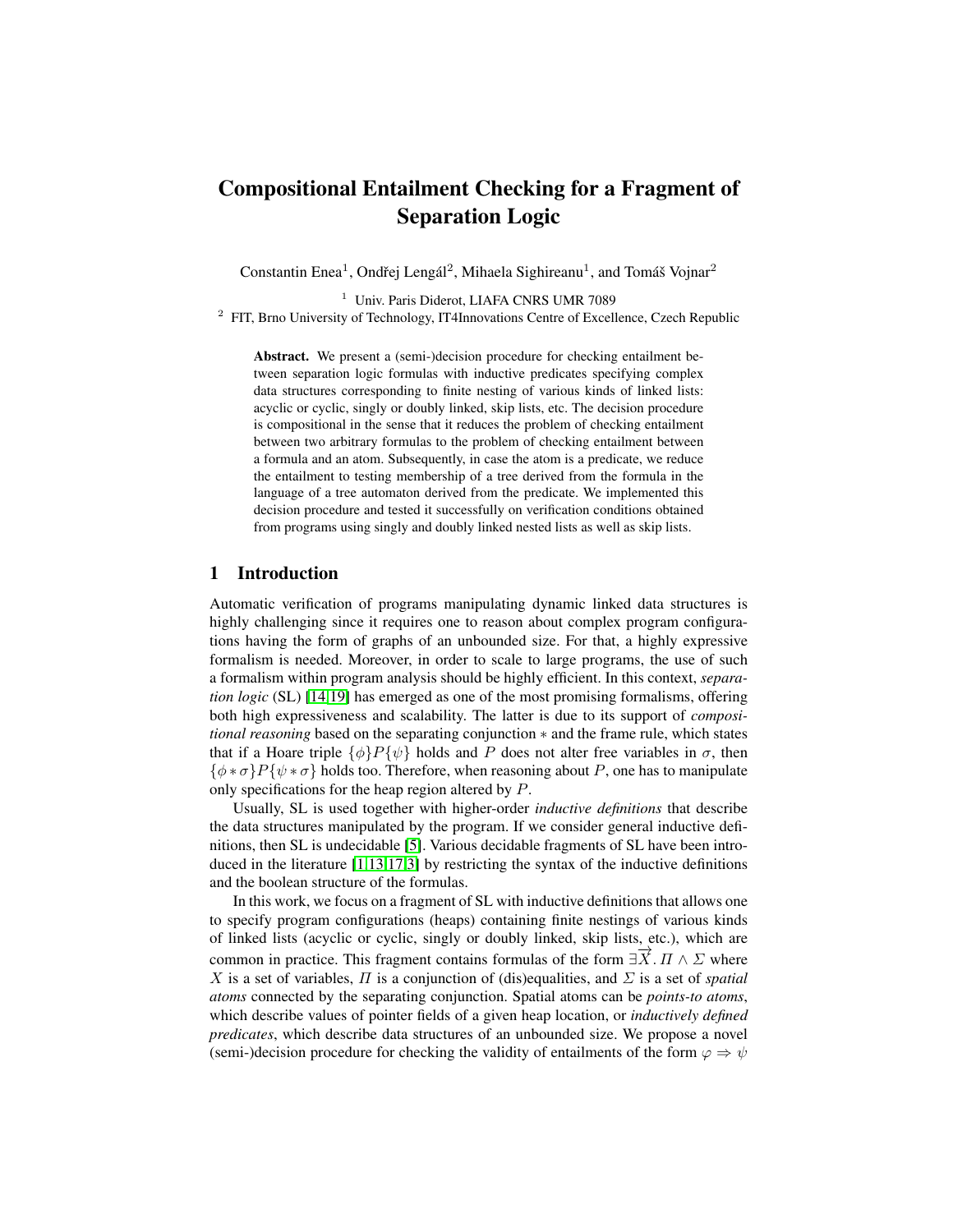# Compositional Entailment Checking for a Fragment of Separation Logic

Constantin Enea[1], Ondřej Lengál[2], Mihaela Sighireanu[1], and Tomáš Vojnar[2]

[1] Univ. Paris Diderot, LIAFA CNRS UMR 7089

[2] FIT, Brno University of Technology, IT4Innovations Centre of Excellence, Czech Republic

**Abstract.** We present a (semi-)decision procedure for checking entailment between separation logic formulas with inductive predicates specifying complex data structures corresponding to finite nesting of various kinds of linked lists: acyclic or cyclic, singly or doubly linked, skip lists, etc. The decision procedure is compositional in the sense that it reduces the problem of checking entailment between two arbitrary formulas to the problem of checking entailment between a formula and an atom. Subsequently, in case the atom is a predicate, we reduce the entailment to testing membership of a tree derived from the formula in the language of a tree automaton derived from the predicate. We implemented this decision procedure and tested it successfully on verification conditions obtained from programs using singly and doubly linked nested lists as well as skip lists.

## 1 Introduction

Automatic verification of programs manipulating dynamic linked data structures is highly challenging since it requires one to reason about complex program configurations having the form of graphs of an unbounded size. For that, a highly expressive formalism is needed. Moreover, in order to scale to large programs, the use of such a formalism within program analysis should be highly efficient. In this context, *separation logic* (SL) [14,19] has emerged as one of the most promising formalisms, offering both high expressiveness and scalability. The latter is due to its support of *compositional reasoning* based on the separating conjunction $*$ and the frame rule, which states that if a Hoare triple $\{\phi\}P\{\psi\}$ holds and $P$ does not alter free variables in $\sigma$, then $\{\phi * \sigma\}P\{\psi * \sigma\}$ holds too. Therefore, when reasoning about $P$, one has to manipulate only specifications for the heap region altered by $P$.

Usually, SL is used together with higher-order *inductive definitions* that describe the data structures manipulated by the program. If we consider general inductive definitions, then SL is undecidable [5]. Various decidable fragments of SL have been introduced in the literature [1,13,17,3] by restricting the syntax of the inductive definitions and the boolean structure of the formulas.

In this work, we focus on a fragment of SL with inductive definitions that allows one to specify program configurations (heaps) containing finite nestings of various kinds of linked lists (acyclic or cyclic, singly or doubly linked, skip lists, etc.), which are common in practice. This fragment contains formulas of the form $\exists \overrightarrow{X}.\, \Pi \wedge \Sigma$ where $X$ is a set of variables, $\Pi$ is a conjunction of (dis)equalities, and $\Sigma$ is a set of *spatial atoms* connected by the separating conjunction. Spatial atoms can be *points-to atoms*, which describe values of pointer fields of a given heap location, or *inductively defined predicates*, which describe data structures of an unbounded size. We propose a novel (semi-)decision procedure for checking the validity of entailments of the form $\varphi \Rightarrow \psi$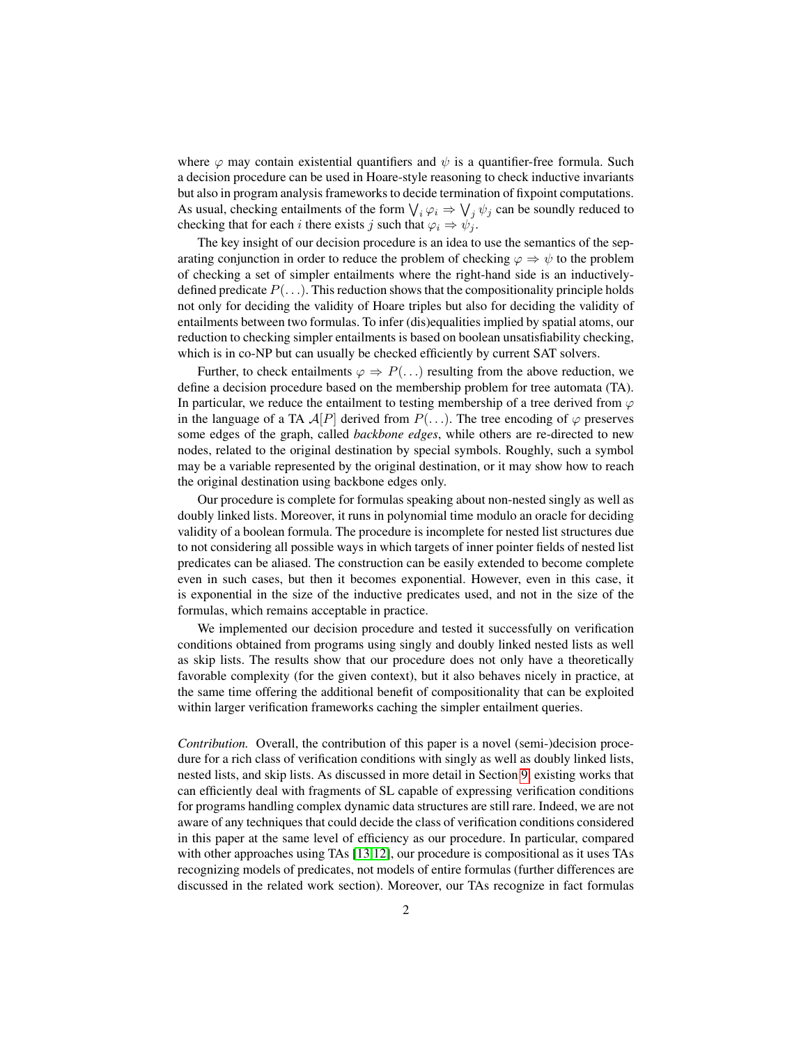where $\varphi$ may contain existential quantifiers and $\psi$ is a quantifier-free formula. Such a decision procedure can be used in Hoare-style reasoning to check inductive invariants but also in program analysis frameworks to decide termination of fixpoint computations. As usual, checking entailments of the form $\bigvee_i \varphi_i \Rightarrow \bigvee_j \psi_j$ can be soundly reduced to checking that for each $i$ there exists $j$ such that $\varphi_i \Rightarrow \psi_j$.

The key insight of our decision procedure is an idea to use the semantics of the separating conjunction in order to reduce the problem of checking $\varphi \Rightarrow \psi$ to the problem of checking a set of simpler entailments where the right-hand side is an inductively-defined predicate $P(\ldots)$. This reduction shows that the compositionality principle holds not only for deciding the validity of Hoare triples but also for deciding the validity of entailments between two formulas. To infer (dis)equalities implied by spatial atoms, our reduction to checking simpler entailments is based on boolean unsatisfiability checking, which is in co-NP but can usually be checked efficiently by current SAT solvers.

Further, to check entailments $\varphi \Rightarrow P(\ldots)$ resulting from the above reduction, we define a decision procedure based on the membership problem for tree automata (TA). In particular, we reduce the entailment to testing membership of a tree derived from $\varphi$ in the language of a TA $\mathcal{A}[P]$ derived from $P(\ldots)$. The tree encoding of $\varphi$ preserves some edges of the graph, called *backbone edges*, while others are re-directed to new nodes, related to the original destination by special symbols. Roughly, such a symbol may be a variable represented by the original destination, or it may show how to reach the original destination using backbone edges only.

Our procedure is complete for formulas speaking about non-nested singly as well as doubly linked lists. Moreover, it runs in polynomial time modulo an oracle for deciding validity of a boolean formula. The procedure is incomplete for nested list structures due to not considering all possible ways in which targets of inner pointer fields of nested list predicates can be aliased. The construction can be easily extended to become complete even in such cases, but then it becomes exponential. However, even in this case, it is exponential in the size of the inductive predicates used, and not in the size of the formulas, which remains acceptable in practice.

We implemented our decision procedure and tested it successfully on verification conditions obtained from programs using singly and doubly linked nested lists as well as skip lists. The results show that our procedure does not only have a theoretically favorable complexity (for the given context), but it also behaves nicely in practice, at the same time offering the additional benefit of compositionality that can be exploited within larger verification frameworks caching the simpler entailment queries.

*Contribution.* Overall, the contribution of this paper is a novel (semi-)decision procedure for a rich class of verification conditions with singly as well as doubly linked lists, nested lists, and skip lists. As discussed in more detail in Section 9, existing works that can efficiently deal with fragments of SL capable of expressing verification conditions for programs handling complex dynamic data structures are still rare. Indeed, we are not aware of any techniques that could decide the class of verification conditions considered in this paper at the same level of efficiency as our procedure. In particular, compared with other approaches using TAs [13,12], our procedure is compositional as it uses TAs recognizing models of predicates, not models of entire formulas (further differences are discussed in the related work section). Moreover, our TAs recognize in fact formulas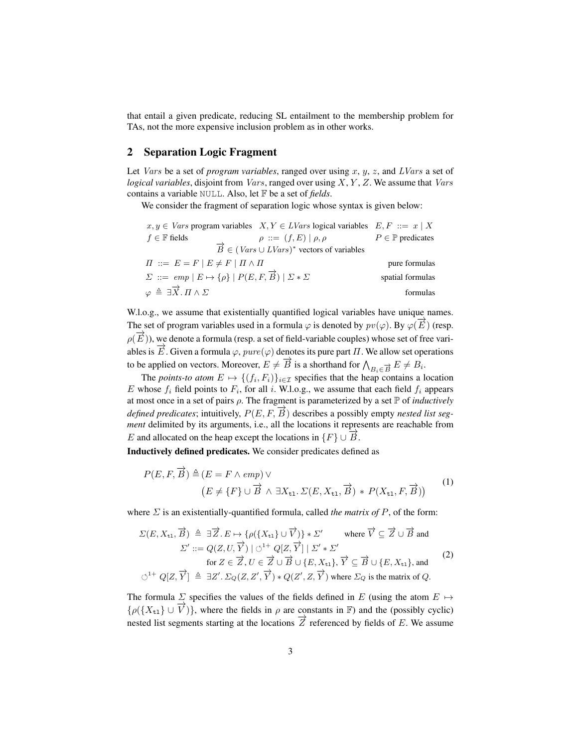that entail a given predicate, reducing SL entailment to the membership problem for TAs, not the more expensive inclusion problem as in other works.

## 2 Separation Logic Fragment

Let *Vars* be a set of *program variables*, ranged over using $x$, $y$, $z$, and *LVars* a set of *logical variables*, disjoint from *Vars*, ranged over using $X, Y, Z$. We assume that *Vars* contains a variable NULL. Also, let $\mathbb{F}$ be a set of *fields*.

We consider the fragment of separation logic whose syntax is given below:

$$
\begin{array}{lll}
x, y \in \mathit{Vars} \text{ program variables} & X, Y \in \mathit{LVars} \text{ logical variables} & E, F ::= x \mid X \\
f \in \mathbb{F} \text{ fields} & \rho ::= (f, E) \mid \rho, \rho & P \in \mathbb{P} \text{ predicates} \\
& \overrightarrow{B} \in (\mathit{Vars} \cup \mathit{LVars})^* \text{ vectors of variables} & \\
\Pi ::= E = F \mid E \neq F \mid \Pi \wedge \Pi & & \text{pure formulas} \\
\Sigma ::= \mathit{emp} \mid E \mapsto \{\rho\} \mid P(E, F, \overrightarrow{B}) \mid \Sigma * \Sigma & & \text{spatial formulas} \\
\varphi \triangleq \exists \overrightarrow{X}.\, \Pi \wedge \Sigma & & \text{formulas}
\end{array}
$$

W.l.o.g., we assume that existentially quantified logical variables have unique names. The set of program variables used in a formula $\varphi$ is denoted by $pv(\varphi)$. By $\varphi(\overrightarrow{E})$ (resp. $\rho(\overrightarrow{E})$), we denote a formula (resp. a set of field-variable couples) whose set of free variables is $\overrightarrow{E}$. Given a formula $\varphi$, $pure(\varphi)$ denotes its pure part $\Pi$. We allow set operations to be applied on vectors. Moreover, $E \neq \overrightarrow{B}$ is a shorthand for $\bigwedge_{B_i \in \overrightarrow{B}} E \neq B_i$.

The *points-to atom* $E \mapsto \{(f_i, F_i)\}_{i \in \mathcal{I}}$ specifies that the heap contains a location $E$ whose $f_i$ field points to $F_i$, for all $i$. W.l.o.g., we assume that each field $f_i$ appears at most once in a set of pairs $\rho$. The fragment is parameterized by a set $\mathbb{P}$ of *inductively defined predicates*; intuitively, $P(E, F, \overrightarrow{B})$ describes a possibly empty *nested list segment* delimited by its arguments, i.e., all the locations it represents are reachable from $E$ and allocated on the heap except the locations in $\{F\} \cup \overrightarrow{B}$.

**Inductively defined predicates.** We consider predicates defined as

$$
P(E, F, \overrightarrow{B}) \triangleq (E = F \wedge emp) \vee \\
\big(E \neq \{F\} \cup \overrightarrow{B} \wedge \exists X_{\mathtt{tl}}.\, \Sigma(E, X_{\mathtt{tl}}, \overrightarrow{B}) * P(X_{\mathtt{tl}}, F, \overrightarrow{B})\big) \tag{1}
$$

where $\Sigma$ is an existentially-quantified formula, called *the matrix of* $P$, of the form:

$$
\begin{array}{l}
\Sigma(E, X_{\mathtt{tl}}, \overrightarrow{B}) \triangleq \exists \overrightarrow{Z}.\, E \mapsto \{\rho(\{X_{\mathtt{tl}}\} \cup \overrightarrow{V})\} * \Sigma' \qquad \text{where } \overrightarrow{V} \subseteq \overrightarrow{Z} \cup \overrightarrow{B} \text{ and} \\
\qquad \Sigma' ::= Q(Z, U, \overrightarrow{Y}) \mid \circlearrowleft^{1+} Q[Z, \overrightarrow{Y}] \mid \Sigma' * \Sigma' \\
\qquad\qquad \text{for } Z \in \overrightarrow{Z}, U \in \overrightarrow{Z} \cup \overrightarrow{B} \cup \{E, X_{\mathtt{tl}}\}, \overrightarrow{Y} \subseteq \overrightarrow{B} \cup \{E, X_{\mathtt{tl}}\}, \text{and} \\
\circlearrowleft^{1+} Q[Z, \overrightarrow{Y}] \triangleq \exists Z'.\, \Sigma_Q(Z, Z', \overrightarrow{Y}) * Q(Z', Z, \overrightarrow{Y}) \text{ where } \Sigma_Q \text{ is the matrix of } Q.
\end{array} \tag{2}
$$

The formula $\Sigma$ specifies the values of the fields defined in $E$ (using the atom $E \mapsto \{\rho(\{X_{\mathtt{tl}}\} \cup \overrightarrow{V})\}$, where the fields in $\rho$ are constants in $\mathbb{F}$) and the (possibly cyclic) nested list segments starting at the locations $\overrightarrow{Z}$ referenced by fields of $E$. We assume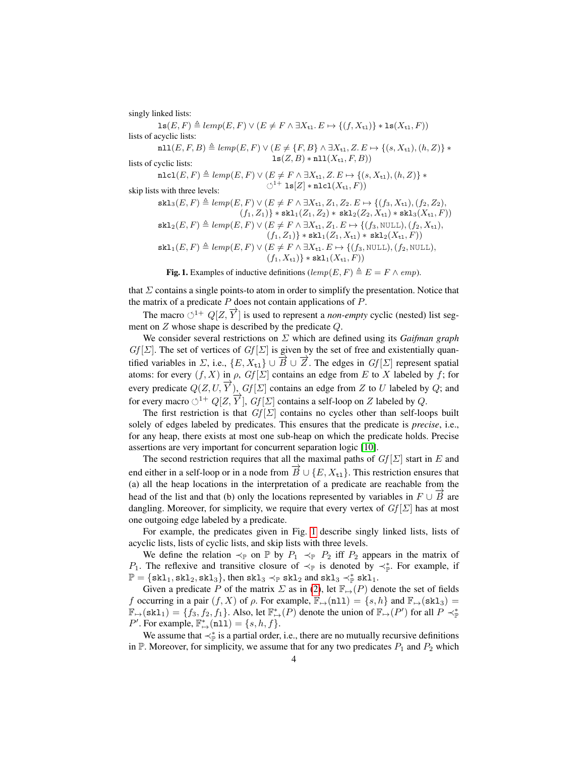singly linked lists:

$$\texttt{ls}(E,F) \triangleq lemp(E,F) \vee (E \neq F \wedge \exists X_{\texttt{tl}}.\, E \mapsto \{(f, X_{\texttt{tl}})\} * \texttt{ls}(X_{\texttt{tl}}, F))$$

lists of acyclic lists:

$$\texttt{nll}(E,F,B) \triangleq lemp(E,F) \vee (E \neq \{F,B\} \wedge \exists X_{\texttt{tl}}, Z.\, E \mapsto \{(s, X_{\texttt{tl}}), (h, Z)\} * \texttt{ls}(Z,B) * \texttt{nll}(X_{\texttt{tl}}, F, B))$$

lists of cyclic lists:

$$\texttt{nlcl}(E,F) \triangleq lemp(E,F) \vee (E \neq F \wedge \exists X_{\texttt{tl}}, Z.\, E \mapsto \{(s, X_{\texttt{tl}}), (h, Z)\} * \circlearrowleft^{1+} \texttt{ls}[Z] * \texttt{nlcl}(X_{\texttt{tl}}, F))$$

skip lists with three levels:

$$\texttt{skl}_3(E,F) \triangleq lemp(E,F) \vee (E \neq F \wedge \exists X_{\texttt{tl}}, Z_1, Z_2.\, E \mapsto \{(f_3, X_{\texttt{tl}}), (f_2, Z_2), (f_1, Z_1)\} * \texttt{skl}_1(Z_1, Z_2) * \texttt{skl}_2(Z_2, X_{\texttt{tl}}) * \texttt{skl}_3(X_{\texttt{tl}}, F))$$

$$\texttt{skl}_2(E,F) \triangleq lemp(E,F) \vee (E \neq F \wedge \exists X_{\texttt{tl}}, Z_1.\, E \mapsto \{(f_3, \text{NULL}), (f_2, X_{\texttt{tl}}), (f_1, Z_1)\} * \texttt{skl}_1(Z_1, X_{\texttt{tl}}) * \texttt{skl}_2(X_{\texttt{tl}}, F))$$

$$\texttt{skl}_1(E,F) \triangleq lemp(E,F) \vee (E \neq F \wedge \exists X_{\texttt{tl}}.\, E \mapsto \{(f_3, \text{NULL}), (f_2, \text{NULL}), (f_1, X_{\texttt{tl}})\} * \texttt{skl}_1(X_{\texttt{tl}}, F))$$

**Fig. 1.** Examples of inductive definitions ($lemp(E,F) \triangleq E = F \wedge emp$).

that $\Sigma$ contains a single points-to atom in order to simplify the presentation. Notice that the matrix of a predicate $P$ does not contain applications of $P$.

The macro $\circlearrowleft^{1+} Q[Z, \overrightarrow{Y}]$ is used to represent a *non-empty* cyclic (nested) list segment on $Z$ whose shape is described by the predicate $Q$.

We consider several restrictions on $\Sigma$ which are defined using its *Gaifman graph* $Gf[\Sigma]$. The set of vertices of $Gf[\Sigma]$ is given by the set of free and existentially quantified variables in $\Sigma$, i.e., $\{E, X_{\texttt{tl}}\} \cup \overrightarrow{B} \cup \overrightarrow{Z}$. The edges in $Gf[\Sigma]$ represent spatial atoms: for every $(f, X)$ in $\rho$, $Gf[\Sigma]$ contains an edge from $E$ to $X$ labeled by $f$; for every predicate $Q(Z, U, \overrightarrow{Y})$, $Gf[\Sigma]$ contains an edge from $Z$ to $U$ labeled by $Q$; and for every macro $\circlearrowleft^{1+} Q[Z, \overrightarrow{Y}]$, $Gf[\Sigma]$ contains a self-loop on $Z$ labeled by $Q$.

The first restriction is that $Gf[\Sigma]$ contains no cycles other than self-loops built solely of edges labeled by predicates. This ensures that the predicate is *precise*, i.e., for any heap, there exists at most one sub-heap on which the predicate holds. Precise assertions are very important for concurrent separation logic [10].

The second restriction requires that all the maximal paths of $Gf[\Sigma]$ start in $E$ and end either in a self-loop or in a node from $\overrightarrow{B} \cup \{E, X_{\texttt{tl}}\}$. This restriction ensures that (a) all the heap locations in the interpretation of a predicate are reachable from the head of the list and that (b) only the locations represented by variables in $F \cup \overrightarrow{B}$ are dangling. Moreover, for simplicity, we require that every vertex of $Gf[\Sigma]$ has at most one outgoing edge labeled by a predicate.

For example, the predicates given in Fig. 1 describe singly linked lists, lists of acyclic lists, lists of cyclic lists, and skip lists with three levels.

We define the relation $\prec_{\mathbb{P}}$ on $\mathbb{P}$ by $P_1 \prec_{\mathbb{P}} P_2$ iff $P_2$ appears in the matrix of $P_1$. The reflexive and transitive closure of $\prec_{\mathbb{P}}$ is denoted by $\prec^*_{\mathbb{P}}$. For example, if $\mathbb{P} = \{\texttt{skl}_1, \texttt{skl}_2, \texttt{skl}_3\}$, then $\texttt{skl}_3 \prec_{\mathbb{P}} \texttt{skl}_2$ and $\texttt{skl}_3 \prec^*_{\mathbb{P}} \texttt{skl}_1$.

Given a predicate $P$ of the matrix $\Sigma$ as in (2), let $\mathbb{F}_{\mapsto}(P)$ denote the set of fields $f$ occurring in a pair $(f, X)$ of $\rho$. For example, $\mathbb{F}_{\mapsto}(\texttt{nll}) = \{s, h\}$ and $\mathbb{F}_{\mapsto}(\texttt{skl}_3) = \mathbb{F}_{\mapsto}(\texttt{skl}_1) = \{f_3, f_2, f_1\}$. Also, let $\mathbb{F}^*_{\mapsto}(P)$ denote the union of $\mathbb{F}_{\mapsto}(P')$ for all $P \prec^*_{\mathbb{P}} P'$. For example, $\mathbb{F}^*_{\mapsto}(\texttt{nll}) = \{s, h, f\}$.

We assume that $\prec^*_{\mathbb{P}}$ is a partial order, i.e., there are no mutually recursive definitions in $\mathbb{P}$. Moreover, for simplicity, we assume that for any two predicates $P_1$ and $P_2$ which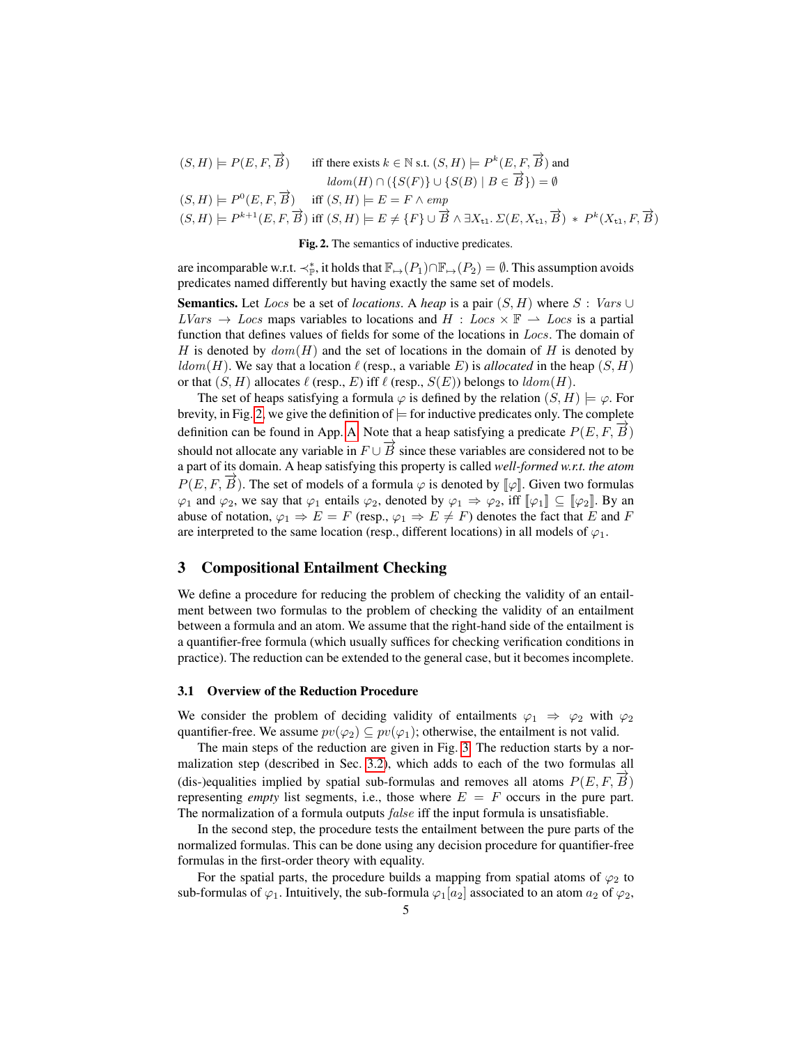$$(S,H) \models P(E,F,\overrightarrow{B}) \quad \text{iff there exists } k \in \mathbb{N} \text{ s.t. } (S,H) \models P^k(E,F,\overrightarrow{B}) \text{ and}$$
$$ldom(H) \cap (\{S(F)\} \cup \{S(B) \mid B \in \overrightarrow{B}\}) = \emptyset$$
$$(S,H) \models P^0(E,F,\overrightarrow{B}) \quad \text{iff } (S,H) \models E = F \wedge emp$$
$$(S,H) \models P^{k+1}(E,F,\overrightarrow{B}) \text{ iff } (S,H) \models E \neq \{F\} \cup \overrightarrow{B} \wedge \exists X_{\mathtt{tl}}.\, \Sigma(E, X_{\mathtt{tl}}, \overrightarrow{B}) \ast P^k(X_{\mathtt{tl}}, F, \overrightarrow{B})$$

**Fig. 2.** The semantics of inductive predicates.

are incomparable w.r.t. $\prec^*_{\mathbb{P}}$, it holds that $\mathbb{F}_{\mapsto}(P_1) \cap \mathbb{F}_{\mapsto}(P_2) = \emptyset$. This assumption avoids predicates named differently but having exactly the same set of models.

**Semantics.** Let $Locs$ be a set of *locations*. A *heap* is a pair $(S,H)$ where $S : Vars \cup LVars \to Locs$ maps variables to locations and $H : Locs \times \mathbb{F} \rightharpoonup Locs$ is a partial function that defines values of fields for some of the locations in $Locs$. The domain of $H$ is denoted by $dom(H)$ and the set of locations in the domain of $H$ is denoted by $ldom(H)$. We say that a location $\ell$ (resp., a variable $E$) is *allocated* in the heap $(S,H)$ or that $(S,H)$ allocates $\ell$ (resp., $E$) iff $\ell$ (resp., $S(E)$) belongs to $ldom(H)$.

The set of heaps satisfying a formula $\varphi$ is defined by the relation $(S,H) \models \varphi$. For brevity, in Fig. 2, we give the definition of $\models$ for inductive predicates only. The complete definition can be found in App. A. Note that a heap satisfying a predicate $P(E,F,\overrightarrow{B})$ should not allocate any variable in $F \cup \overrightarrow{B}$ since these variables are considered not to be a part of its domain. A heap satisfying this property is called *well-formed w.r.t. the atom* $P(E,F,\overrightarrow{B})$. The set of models of a formula $\varphi$ is denoted by $[\![\varphi]\!]$. Given two formulas $\varphi_1$ and $\varphi_2$, we say that $\varphi_1$ entails $\varphi_2$, denoted by $\varphi_1 \Rightarrow \varphi_2$, iff $[\![\varphi_1]\!] \subseteq [\![\varphi_2]\!]$. By an abuse of notation, $\varphi_1 \Rightarrow E = F$ (resp., $\varphi_1 \Rightarrow E \neq F$) denotes the fact that $E$ and $F$ are interpreted to the same location (resp., different locations) in all models of $\varphi_1$.

## 3 Compositional Entailment Checking

We define a procedure for reducing the problem of checking the validity of an entailment between two formulas to the problem of checking the validity of an entailment between a formula and an atom. We assume that the right-hand side of the entailment is a quantifier-free formula (which usually suffices for checking verification conditions in practice). The reduction can be extended to the general case, but it becomes incomplete.

### 3.1 Overview of the Reduction Procedure

We consider the problem of deciding validity of entailments $\varphi_1 \Rightarrow \varphi_2$ with $\varphi_2$ quantifier-free. We assume $pv(\varphi_2) \subseteq pv(\varphi_1)$; otherwise, the entailment is not valid.

The main steps of the reduction are given in Fig. 3. The reduction starts by a normalization step (described in Sec. 3.2), which adds to each of the two formulas all (dis-)equalities implied by spatial sub-formulas and removes all atoms $P(E,F,\overrightarrow{B})$ representing *empty* list segments, i.e., those where $E = F$ occurs in the pure part. The normalization of a formula outputs *false* iff the input formula is unsatisfiable.

In the second step, the procedure tests the entailment between the pure parts of the normalized formulas. This can be done using any decision procedure for quantifier-free formulas in the first-order theory with equality.

For the spatial parts, the procedure builds a mapping from spatial atoms of $\varphi_2$ to sub-formulas of $\varphi_1$. Intuitively, the sub-formula $\varphi_1[a_2]$ associated to an atom $a_2$ of $\varphi_2$,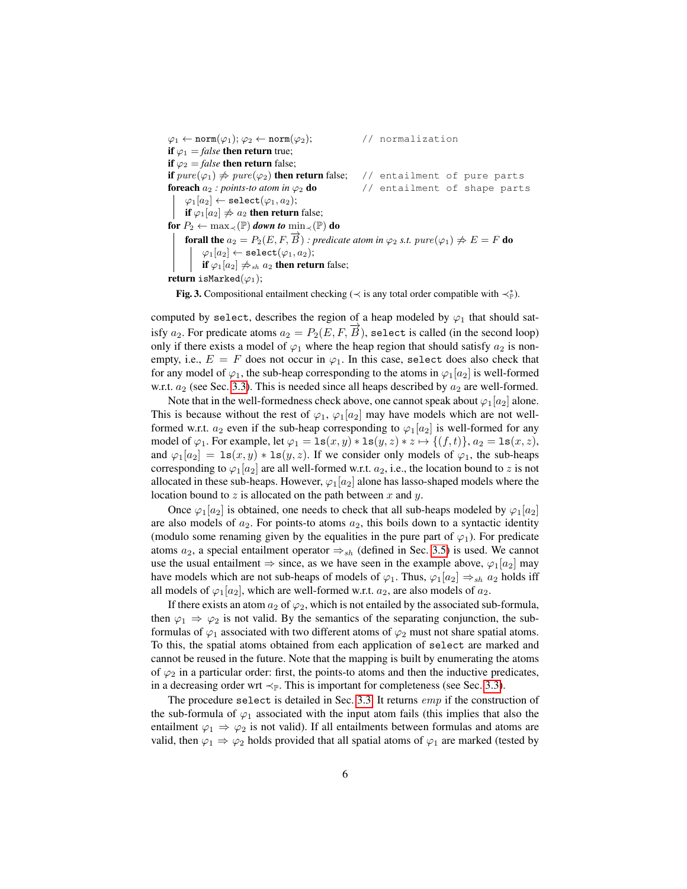```
φ1 ← norm(φ1); φ2 ← norm(φ2);                    // normalization
if φ1 = false then return true;
if φ2 = false then return false;
if pure(φ1) ⇏ pure(φ2) then return false;      // entailment of pure parts
foreach a2 : points-to atom in φ2 do             // entailment of shape parts
    φ1[a2] ← select(φ1, a2);
    if φ1[a2] ⇏ a2 then return false;
for P2 ← max≺(ℙ) down to min≺(ℙ) do
    forall the a2 = P2(E, F, B⃗) : predicate atom in φ2 s.t. pure(φ1) ⇏ E = F do
        φ1[a2] ← select(φ1, a2);
        if φ1[a2] ⇏sh a2 then return false;
return isMarked(φ1);
```

**Fig. 3.** Compositional entailment checking ($\prec$ is any total order compatible with $\prec^*_{\mathbb{P}}$).

computed by select, describes the region of a heap modeled by $\varphi_1$ that should satisfy $a_2$. For predicate atoms $a_2 = P_2(E, F, \overrightarrow{B})$, select is called (in the second loop) only if there exists a model of $\varphi_1$ where the heap region that should satisfy $a_2$ is non-empty, i.e., $E = F$ does not occur in $\varphi_1$. In this case, select does also check that for any model of $\varphi_1$, the sub-heap corresponding to the atoms in $\varphi_1[a_2]$ is well-formed w.r.t. $a_2$ (see Sec. 3.3). This is needed since all heaps described by $a_2$ are well-formed.

Note that in the well-formedness check above, one cannot speak about $\varphi_1[a_2]$ alone. This is because without the rest of $\varphi_1$, $\varphi_1[a_2]$ may have models which are not well-formed w.r.t. $a_2$ even if the sub-heap corresponding to $\varphi_1[a_2]$ is well-formed for any model of $\varphi_1$. For example, let $\varphi_1 = \mathtt{ls}(x, y) * \mathtt{ls}(y, z) * z \mapsto \{(f, t)\}$, $a_2 = \mathtt{ls}(x, z)$, and $\varphi_1[a_2] = \mathtt{ls}(x, y) * \mathtt{ls}(y, z)$. If we consider only models of $\varphi_1$, the sub-heaps corresponding to $\varphi_1[a_2]$ are all well-formed w.r.t. $a_2$, i.e., the location bound to $z$ is not allocated in these sub-heaps. However, $\varphi_1[a_2]$ alone has lasso-shaped models where the location bound to $z$ is allocated on the path between $x$ and $y$.

Once $\varphi_1[a_2]$ is obtained, one needs to check that all sub-heaps modeled by $\varphi_1[a_2]$ are also models of $a_2$. For points-to atoms $a_2$, this boils down to a syntactic identity (modulo some renaming given by the equalities in the pure part of $\varphi_1$). For predicate atoms $a_2$, a special entailment operator $\Rightarrow_{sh}$ (defined in Sec. 3.5) is used. We cannot use the usual entailment $\Rightarrow$ since, as we have seen in the example above, $\varphi_1[a_2]$ may have models which are not sub-heaps of models of $\varphi_1$. Thus, $\varphi_1[a_2] \Rightarrow_{sh} a_2$ holds iff all models of $\varphi_1[a_2]$, which are well-formed w.r.t. $a_2$, are also models of $a_2$.

If there exists an atom $a_2$ of $\varphi_2$, which is not entailed by the associated sub-formula, then $\varphi_1 \Rightarrow \varphi_2$ is not valid. By the semantics of the separating conjunction, the sub-formulas of $\varphi_1$ associated with two different atoms of $\varphi_2$ must not share spatial atoms. To this, the spatial atoms obtained from each application of select are marked and cannot be reused in the future. Note that the mapping is built by enumerating the atoms of $\varphi_2$ in a particular order: first, the points-to atoms and then the inductive predicates, in a decreasing order wrt $\prec_{\mathbb{P}}$. This is important for completeness (see Sec. 3.3).

The procedure select is detailed in Sec. 3.3. It returns *emp* if the construction of the sub-formula of $\varphi_1$ associated with the input atom fails (this implies that also the entailment $\varphi_1 \Rightarrow \varphi_2$ is not valid). If all entailments between formulas and atoms are valid, then $\varphi_1 \Rightarrow \varphi_2$ holds provided that all spatial atoms of $\varphi_1$ are marked (tested by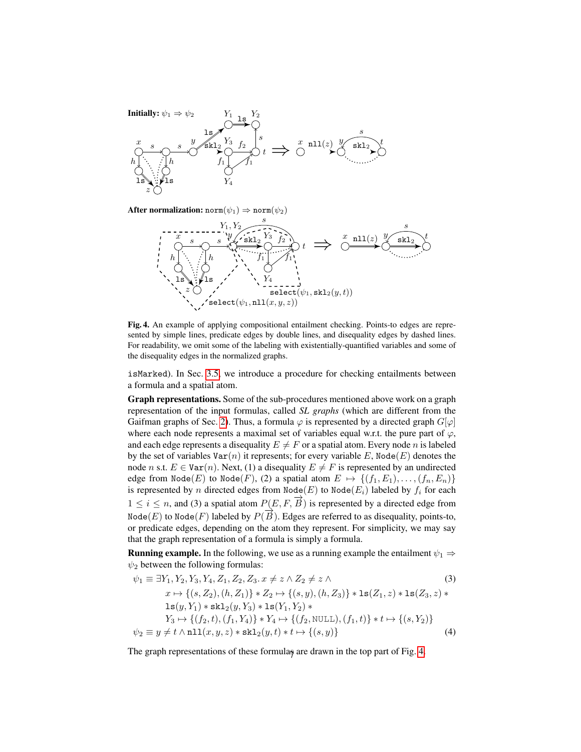**Initially:** $\psi_1 \Rightarrow \psi_2$

**After normalization:** $\mathtt{norm}(\psi_1) \Rightarrow \mathtt{norm}(\psi_2)$

**Fig. 4.** An example of applying compositional entailment checking. Points-to edges are represented by simple lines, predicate edges by double lines, and disequality edges by dashed lines. For readability, we omit some of the labeling with existentially-quantified variables and some of the disequality edges in the normalized graphs.

isMarked). In Sec. 3.5, we introduce a procedure for checking entailments between a formula and a spatial atom.

**Graph representations.** Some of the sub-procedures mentioned above work on a graph representation of the input formulas, called *SL graphs* (which are different from the Gaifman graphs of Sec. 2). Thus, a formula $\varphi$ is represented by a directed graph $G[\varphi]$ where each node represents a maximal set of variables equal w.r.t. the pure part of $\varphi$, and each edge represents a disequality $E \neq F$ or a spatial atom. Every node $n$ is labeled by the set of variables $\mathtt{Var}(n)$ it represents; for every variable $E$, $\mathtt{Node}(E)$ denotes the node $n$ s.t. $E \in \mathtt{Var}(n)$. Next, (1) a disequality $E \neq F$ is represented by an undirected edge from $\mathtt{Node}(E)$ to $\mathtt{Node}(F)$, (2) a spatial atom $E \mapsto \{(f_1, E_1), \ldots, (f_n, E_n)\}$ is represented by $n$ directed edges from $\mathtt{Node}(E)$ to $\mathtt{Node}(E_i)$ labeled by $f_i$ for each $1 \leq i \leq n$, and (3) a spatial atom $P(E, F, \overrightarrow{B})$ is represented by a directed edge from $\mathtt{Node}(E)$ to $\mathtt{Node}(F)$ labeled by $P(\overrightarrow{B})$. Edges are referred to as disequality, points-to, or predicate edges, depending on the atom they represent. For simplicity, we may say that the graph representation of a formula is simply a formula.

**Running example.** In the following, we use as a running example the entailment $\psi_1 \Rightarrow \psi_2$ between the following formulas:

$$\begin{aligned}
\psi_1 \equiv\ & \exists Y_1, Y_2, Y_3, Y_4, Z_1, Z_2, Z_3.\, x \neq z \wedge Z_2 \neq z \wedge & (3)\\
& x \mapsto \{(s, Z_2), (h, Z_1)\} * Z_2 \mapsto \{(s, y), (h, Z_3)\} * \mathtt{ls}(Z_1, z) * \mathtt{ls}(Z_3, z) * \\
& \mathtt{ls}(y, Y_1) * \mathtt{skl}_2(y, Y_3) * \mathtt{ls}(Y_1, Y_2) * \\
& Y_3 \mapsto \{(f_2, t), (f_1, Y_4)\} * Y_4 \mapsto \{(f_2, \mathrm{NULL}), (f_1, t)\} * t \mapsto \{(s, Y_2)\} \\
\psi_2 \equiv\ & y \neq t \wedge \mathtt{nll}(x, y, z) * \mathtt{skl}_2(y, t) * t \mapsto \{(s, y)\} & (4)
\end{aligned}$$

The graph representations of these formulas are drawn in the top part of Fig. 4.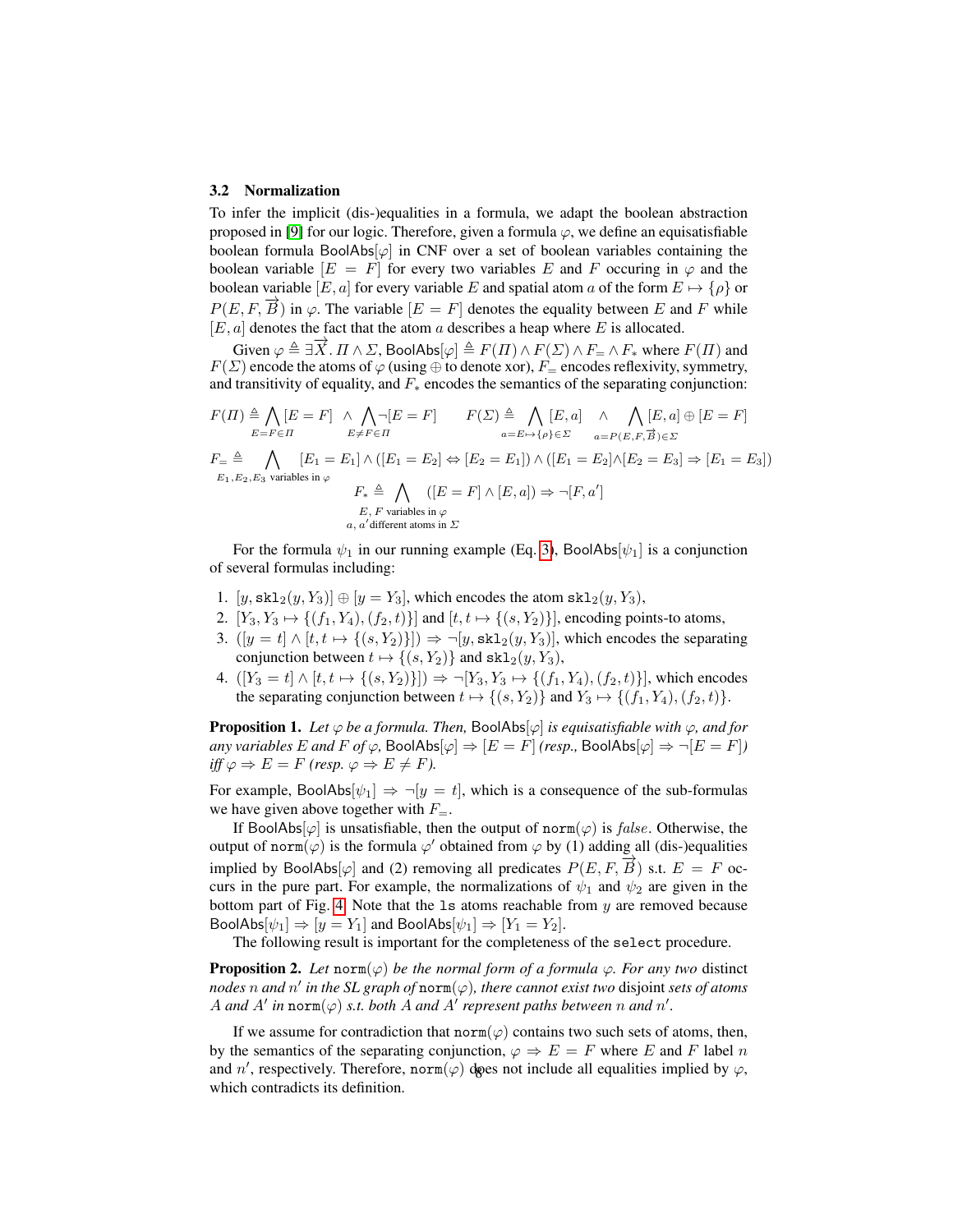### 3.2 Normalization

To infer the implicit (dis-)equalities in a formula, we adapt the boolean abstraction proposed in [9] for our logic. Therefore, given a formula $\varphi$, we define an equisatisfiable boolean formula $\mathsf{BoolAbs}[\varphi]$ in CNF over a set of boolean variables containing the boolean variable $[E = F]$ for every two variables $E$ and $F$ occuring in $\varphi$ and the boolean variable $[E, a]$ for every variable $E$ and spatial atom $a$ of the form $E \mapsto \{\rho\}$ or $P(E, F, \overrightarrow{B})$ in $\varphi$. The variable $[E = F]$ denotes the equality between $E$ and $F$ while $[E, a]$ denotes the fact that the atom $a$ describes a heap where $E$ is allocated.

Given $\varphi \triangleq \exists \overrightarrow{X}.\, \Pi \wedge \Sigma$, $\mathsf{BoolAbs}[\varphi] \triangleq F(\Pi) \wedge F(\Sigma) \wedge F_= \wedge F_*$ where $F(\Pi)$ and $F(\Sigma)$ encode the atoms of $\varphi$ (using $\oplus$ to denote xor), $F_=$ encodes reflexivity, symmetry, and transitivity of equality, and $F_*$ encodes the semantics of the separating conjunction:

$$F(\Pi) \triangleq \bigwedge_{E=F\in\Pi} [E = F] \;\wedge\; \bigwedge_{E\neq F\in\Pi} \neg[E = F] \qquad F(\Sigma) \triangleq \bigwedge_{a=E\mapsto\{\rho\}\in\Sigma} [E, a] \;\wedge\; \bigwedge_{a=P(E,F,\overrightarrow{B})\in\Sigma} [E, a] \oplus [E = F]$$

$$F_= \triangleq \bigwedge_{E_1,E_2,E_3 \text{ variables in } \varphi} [E_1 = E_1] \wedge ([E_1 = E_2] \Leftrightarrow [E_2 = E_1]) \wedge ([E_1 = E_2] \wedge [E_2 = E_3] \Rightarrow [E_1 = E_3])$$

$$F_* \triangleq \bigwedge_{\substack{E,\, F \text{ variables in } \varphi \\ a,\, a' \text{ different atoms in } \Sigma}} ([E = F] \wedge [E, a]) \Rightarrow \neg[F, a']$$

For the formula $\psi_1$ in our running example (Eq. 3), $\mathsf{BoolAbs}[\psi_1]$ is a conjunction of several formulas including:

1. $[y, \mathtt{skl}_2(y, Y_3)] \oplus [y = Y_3]$, which encodes the atom $\mathtt{skl}_2(y, Y_3)$,
2. $[Y_3, Y_3 \mapsto \{(f_1, Y_4), (f_2, t)\}]$ and $[t, t \mapsto \{(s, Y_2)\}]$, encoding points-to atoms,
3. $([y = t] \wedge [t, t \mapsto \{(s, Y_2)\}]) \Rightarrow \neg[y, \mathtt{skl}_2(y, Y_3)]$, which encodes the separating conjunction between $t \mapsto \{(s, Y_2)\}$ and $\mathtt{skl}_2(y, Y_3)$,
4. $([Y_3 = t] \wedge [t, t \mapsto \{(s, Y_2)\}]) \Rightarrow \neg[Y_3, Y_3 \mapsto \{(f_1, Y_4), (f_2, t)\}]$, which encodes the separating conjunction between $t \mapsto \{(s, Y_2)\}$ and $Y_3 \mapsto \{(f_1, Y_4), (f_2, t)\}$.

**Proposition 1.** *Let $\varphi$ be a formula. Then, $\mathsf{BoolAbs}[\varphi]$ is equisatisfiable with $\varphi$, and for any variables $E$ and $F$ of $\varphi$, $\mathsf{BoolAbs}[\varphi] \Rightarrow [E = F]$ (resp., $\mathsf{BoolAbs}[\varphi] \Rightarrow \neg[E = F]$) iff $\varphi \Rightarrow E = F$ (resp. $\varphi \Rightarrow E \neq F$).*

For example, $\mathsf{BoolAbs}[\psi_1] \Rightarrow \neg[y = t]$, which is a consequence of the sub-formulas we have given above together with $F_=$.

If $\mathsf{BoolAbs}[\varphi]$ is unsatisfiable, then the output of $\mathtt{norm}(\varphi)$ is *false*. Otherwise, the output of $\mathtt{norm}(\varphi)$ is the formula $\varphi'$ obtained from $\varphi$ by (1) adding all (dis-)equalities implied by $\mathsf{BoolAbs}[\varphi]$ and (2) removing all predicates $P(E, F, \overrightarrow{B})$ s.t. $E = F$ occurs in the pure part. For example, the normalizations of $\psi_1$ and $\psi_2$ are given in the bottom part of Fig. 4. Note that the $\mathtt{ls}$ atoms reachable from $y$ are removed because $\mathsf{BoolAbs}[\psi_1] \Rightarrow [y = Y_1]$ and $\mathsf{BoolAbs}[\psi_1] \Rightarrow [Y_1 = Y_2]$.

The following result is important for the completeness of the $\mathtt{select}$ procedure.

**Proposition 2.** *Let $\mathtt{norm}(\varphi)$ be the normal form of a formula $\varphi$. For any two* distinct *nodes $n$ and $n'$ in the SL graph of $\mathtt{norm}(\varphi)$, there cannot exist two* disjoint *sets of atoms $A$ and $A'$ in $\mathtt{norm}(\varphi)$ s.t. both $A$ and $A'$ represent paths between $n$ and $n'$.*

If we assume for contradiction that $\mathtt{norm}(\varphi)$ contains two such sets of atoms, then, by the semantics of the separating conjunction, $\varphi \Rightarrow E = F$ where $E$ and $F$ label $n$ and $n'$, respectively. Therefore, $\mathtt{norm}(\varphi)$ does not include all equalities implied by $\varphi$, which contradicts its definition.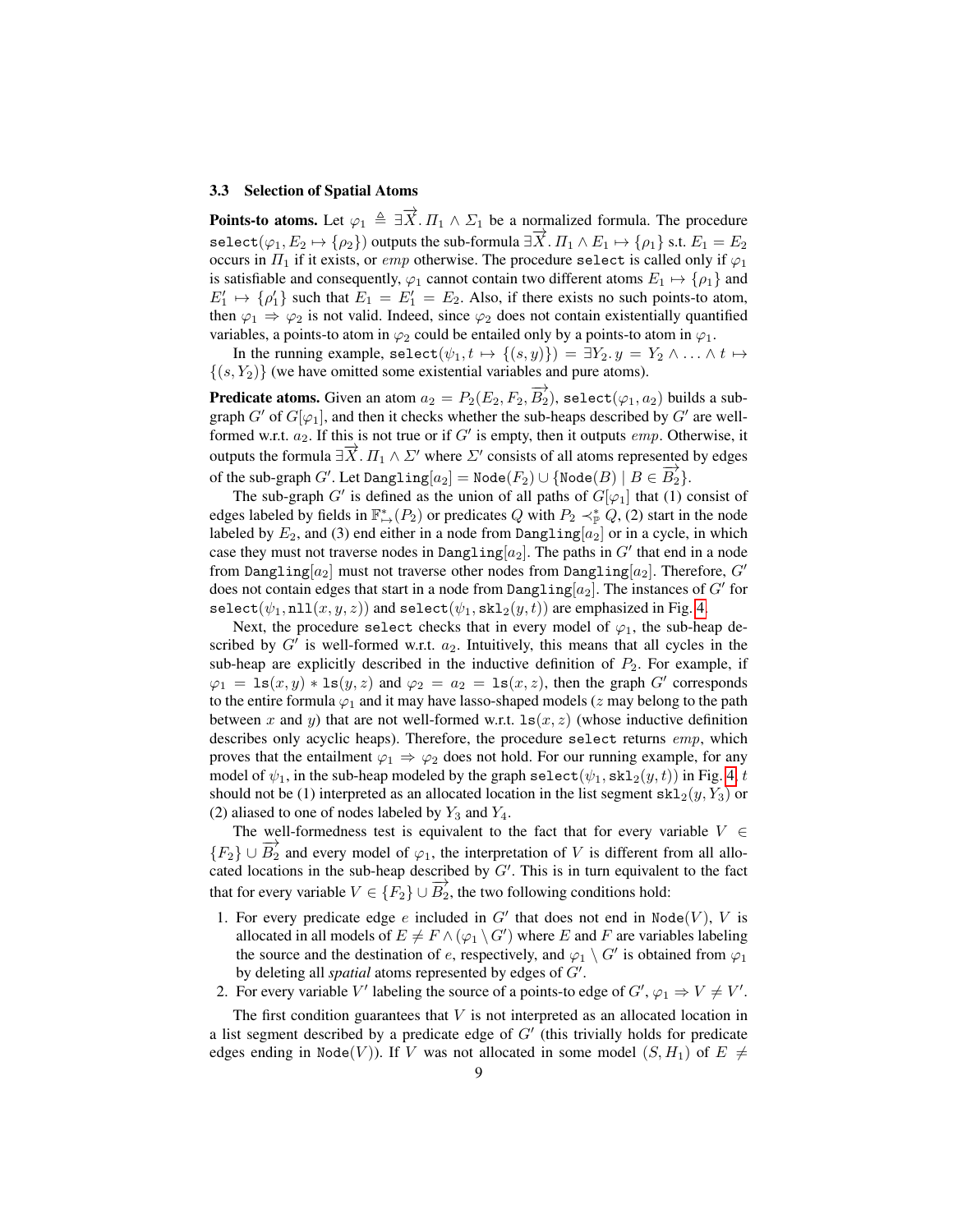### 3.3 Selection of Spatial Atoms

**Points-to atoms.** Let $\varphi_1 \triangleq \exists \overrightarrow{X}. \Pi_1 \wedge \Sigma_1$ be a normalized formula. The procedure $\texttt{select}(\varphi_1, E_2 \mapsto \{\rho_2\})$ outputs the sub-formula $\exists \overrightarrow{X}. \Pi_1 \wedge E_1 \mapsto \{\rho_1\}$ s.t. $E_1 = E_2$ occurs in $\Pi_1$ if it exists, or $emp$ otherwise. The procedure $\texttt{select}$ is called only if $\varphi_1$ is satisfiable and consequently, $\varphi_1$ cannot contain two different atoms $E_1 \mapsto \{\rho_1\}$ and $E_1' \mapsto \{\rho_1'\}$ such that $E_1 = E_1' = E_2$. Also, if there exists no such points-to atom, then $\varphi_1 \Rightarrow \varphi_2$ is not valid. Indeed, since $\varphi_2$ does not contain existentially quantified variables, a points-to atom in $\varphi_2$ could be entailed only by a points-to atom in $\varphi_1$.

In the running example, $\texttt{select}(\psi_1, t \mapsto \{(s, y)\}) = \exists Y_2. \, y = Y_2 \wedge \ldots \wedge t \mapsto \{(s, Y_2)\}$ (we have omitted some existential variables and pure atoms).

**Predicate atoms.** Given an atom $a_2 = P_2(E_2, F_2, \overrightarrow{B_2})$, $\texttt{select}(\varphi_1, a_2)$ builds a sub-graph $G'$ of $G[\varphi_1]$, and then it checks whether the sub-heaps described by $G'$ are well-formed w.r.t. $a_2$. If this is not true or if $G'$ is empty, then it outputs $emp$. Otherwise, it outputs the formula $\exists \overrightarrow{X}. \Pi_1 \wedge \Sigma'$ where $\Sigma'$ consists of all atoms represented by edges of the sub-graph $G'$. Let $\texttt{Dangling}[a_2] = \texttt{Node}(F_2) \cup \{\texttt{Node}(B) \mid B \in \overrightarrow{B_2}\}$.

The sub-graph $G'$ is defined as the union of all paths of $G[\varphi_1]$ that (1) consist of edges labeled by fields in $\mathbb{F}^*_{\mapsto}(P_2)$ or predicates $Q$ with $P_2 \prec^*_{\mathbb{P}} Q$, (2) start in the node labeled by $E_2$, and (3) end either in a node from $\texttt{Dangling}[a_2]$ or in a cycle, in which case they must not traverse nodes in $\texttt{Dangling}[a_2]$. The paths in $G'$ that end in a node from $\texttt{Dangling}[a_2]$ must not traverse other nodes from $\texttt{Dangling}[a_2]$. Therefore, $G'$ does not contain edges that start in a node from $\texttt{Dangling}[a_2]$. The instances of $G'$ for $\texttt{select}(\psi_1, \texttt{nll}(x, y, z))$ and $\texttt{select}(\psi_1, \texttt{skl}_2(y, t))$ are emphasized in Fig. 4.

Next, the procedure $\texttt{select}$ checks that in every model of $\varphi_1$, the sub-heap described by $G'$ is well-formed w.r.t. $a_2$. Intuitively, this means that all cycles in the sub-heap are explicitly described in the inductive definition of $P_2$. For example, if $\varphi_1 = \texttt{ls}(x, y) * \texttt{ls}(y, z)$ and $\varphi_2 = a_2 = \texttt{ls}(x, z)$, then the graph $G'$ corresponds to the entire formula $\varphi_1$ and it may have lasso-shaped models ($z$ may belong to the path between $x$ and $y$) that are not well-formed w.r.t. $\texttt{ls}(x, z)$ (whose inductive definition describes only acyclic heaps). Therefore, the procedure $\texttt{select}$ returns $emp$, which proves that the entailment $\varphi_1 \Rightarrow \varphi_2$ does not hold. For our running example, for any model of $\psi_1$, in the sub-heap modeled by the graph $\texttt{select}(\psi_1, \texttt{skl}_2(y, t))$ in Fig. 4, $t$ should not be (1) interpreted as an allocated location in the list segment $\texttt{skl}_2(y, Y_3)$ or (2) aliased to one of nodes labeled by $Y_3$ and $Y_4$.

The well-formedness test is equivalent to the fact that for every variable $V \in \{F_2\} \cup \overrightarrow{B_2}$ and every model of $\varphi_1$, the interpretation of $V$ is different from all allocated locations in the sub-heap described by $G'$. This is in turn equivalent to the fact that for every variable $V \in \{F_2\} \cup \overrightarrow{B_2}$, the two following conditions hold:

1. For every predicate edge $e$ included in $G'$ that does not end in $\texttt{Node}(V)$, $V$ is allocated in all models of $E \neq F \wedge (\varphi_1 \setminus G')$ where $E$ and $F$ are variables labeling the source and the destination of $e$, respectively, and $\varphi_1 \setminus G'$ is obtained from $\varphi_1$ by deleting all *spatial* atoms represented by edges of $G'$.
2. For every variable $V'$ labeling the source of a points-to edge of $G'$, $\varphi_1 \Rightarrow V \neq V'$.

The first condition guarantees that $V$ is not interpreted as an allocated location in a list segment described by a predicate edge of $G'$ (this trivially holds for predicate edges ending in $\texttt{Node}(V)$). If $V$ was not allocated in some model $(S, H_1)$ of $E \neq$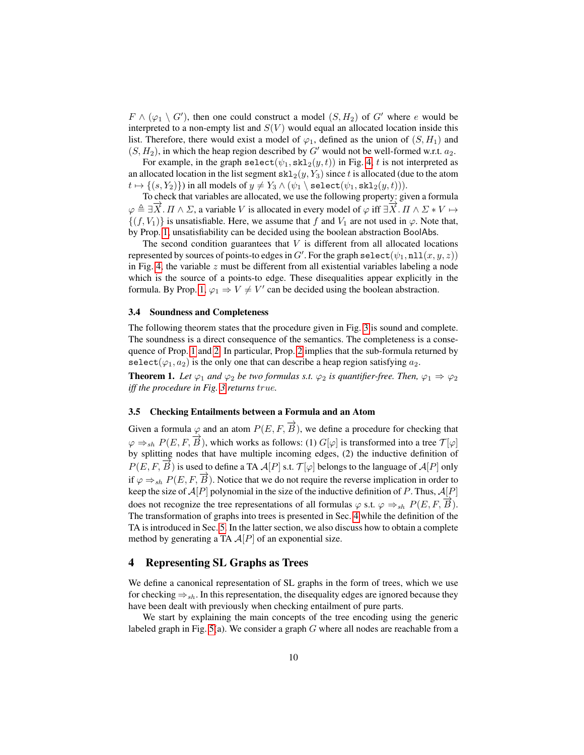$F \wedge (\varphi_1 \setminus G')$, then one could construct a model $(S, H_2)$ of $G'$ where $e$ would be interpreted to a non-empty list and $S(V)$ would equal an allocated location inside this list. Therefore, there would exist a model of $\varphi_1$, defined as the union of $(S, H_1)$ and $(S, H_2)$, in which the heap region described by $G'$ would not be well-formed w.r.t. $a_2$.

For example, in the graph $\mathtt{select}(\psi_1, \mathtt{skl}_2(y, t))$ in Fig. 4, $t$ is not interpreted as an allocated location in the list segment $\mathtt{skl}_2(y, Y_3)$ since $t$ is allocated (due to the atom $t \mapsto \{(s, Y_2)\}$) in all models of $y \neq Y_3 \wedge (\psi_1 \setminus \mathtt{select}(\psi_1, \mathtt{skl}_2(y, t)))$.

To check that variables are allocated, we use the following property: given a formula $\varphi \triangleq \exists \overrightarrow{X}.\, \Pi \wedge \Sigma$, a variable $V$ is allocated in every model of $\varphi$ iff $\exists \overrightarrow{X}.\, \Pi \wedge \Sigma * V \mapsto \{(f, V_1)\}$ is unsatisfiable. Here, we assume that $f$ and $V_1$ are not used in $\varphi$. Note that, by Prop. 1, unsatisfiability can be decided using the boolean abstraction BoolAbs.

The second condition guarantees that $V$ is different from all allocated locations represented by sources of points-to edges in $G'$. For the graph $\mathtt{select}(\psi_1, \mathtt{nll}(x, y, z))$ in Fig. 4, the variable $z$ must be different from all existential variables labeling a node which is the source of a points-to edge. These disequalities appear explicitly in the formula. By Prop. 1, $\varphi_1 \Rightarrow V \neq V'$ can be decided using the boolean abstraction.

### 3.4 Soundness and Completeness

The following theorem states that the procedure given in Fig. 3 is sound and complete. The soundness is a direct consequence of the semantics. The completeness is a consequence of Prop. 1 and 2. In particular, Prop. 2 implies that the sub-formula returned by $\mathtt{select}(\varphi_1, a_2)$ is the only one that can describe a heap region satisfying $a_2$.

**Theorem 1.** *Let $\varphi_1$ and $\varphi_2$ be two formulas s.t. $\varphi_2$ is quantifier-free. Then, $\varphi_1 \Rightarrow \varphi_2$ iff the procedure in Fig. 3 returns $true$.*

### 3.5 Checking Entailments between a Formula and an Atom

Given a formula $\varphi$ and an atom $P(E, F, \overrightarrow{B})$, we define a procedure for checking that $\varphi \Rightarrow_{sh} P(E, F, \overrightarrow{B})$, which works as follows: (1) $G[\varphi]$ is transformed into a tree $\mathcal{T}[\varphi]$ by splitting nodes that have multiple incoming edges, (2) the inductive definition of $P(E, F, \overrightarrow{B})$ is used to define a TA $\mathcal{A}[P]$ s.t. $\mathcal{T}[\varphi]$ belongs to the language of $\mathcal{A}[P]$ only if $\varphi \Rightarrow_{sh} P(E, F, \overrightarrow{B})$. Notice that we do not require the reverse implication in order to keep the size of $\mathcal{A}[P]$ polynomial in the size of the inductive definition of $P$. Thus, $\mathcal{A}[P]$ does not recognize the tree representations of all formulas $\varphi$ s.t. $\varphi \Rightarrow_{sh} P(E, F, \overrightarrow{B})$. The transformation of graphs into trees is presented in Sec. 4 while the definition of the TA is introduced in Sec. 5. In the latter section, we also discuss how to obtain a complete method by generating a TA $\mathcal{A}[P]$ of an exponential size.

## 4 Representing SL Graphs as Trees

We define a canonical representation of SL graphs in the form of trees, which we use for checking $\Rightarrow_{sh}$. In this representation, the disequality edges are ignored because they have been dealt with previously when checking entailment of pure parts.

We start by explaining the main concepts of the tree encoding using the generic labeled graph in Fig. 5(a). We consider a graph $G$ where all nodes are reachable from a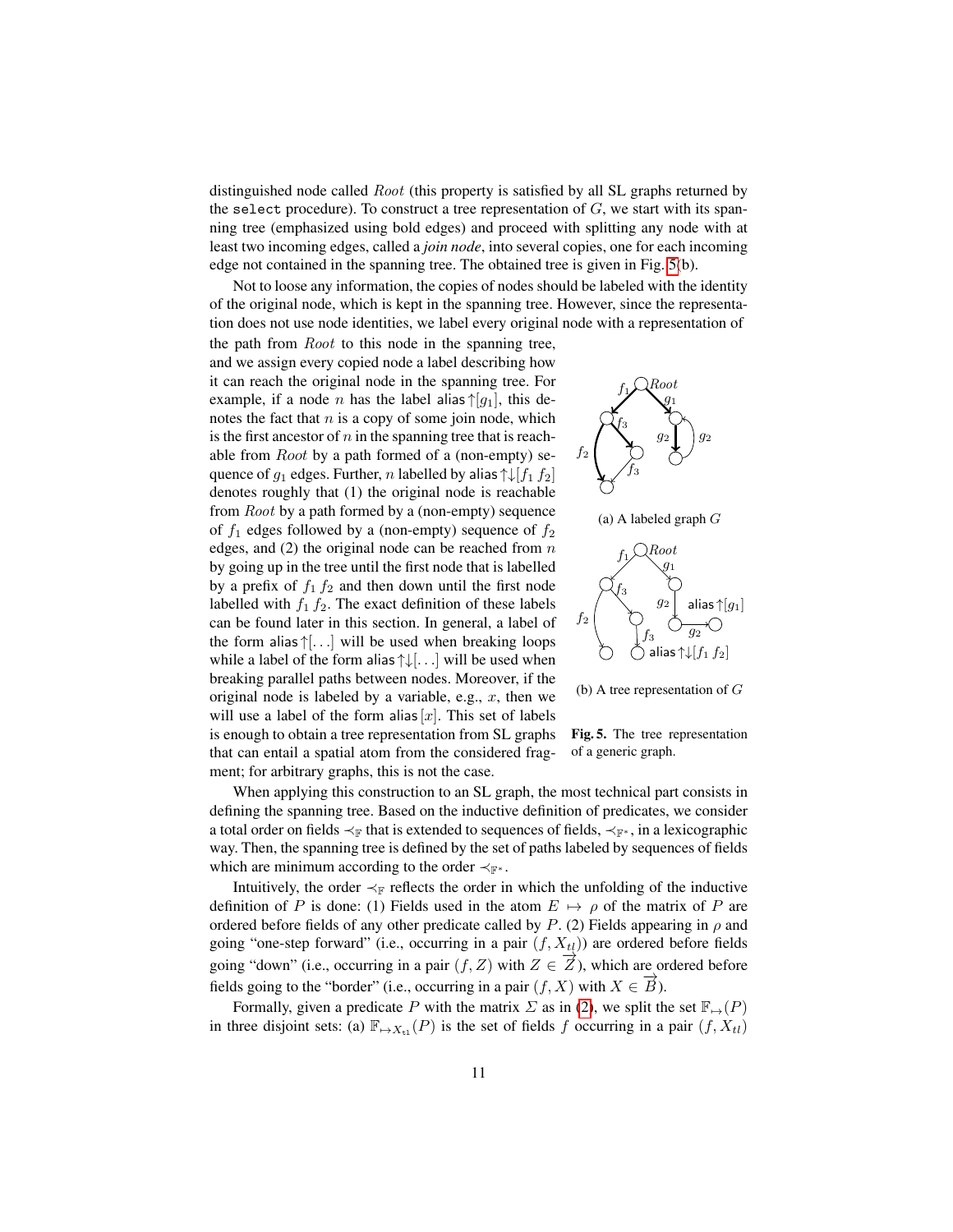distinguished node called $Root$ (this property is satisfied by all SL graphs returned by the `select` procedure). To construct a tree representation of $G$, we start with its spanning tree (emphasized using bold edges) and proceed with splitting any node with at least two incoming edges, called a *join node*, into several copies, one for each incoming edge not contained in the spanning tree. The obtained tree is given in Fig. 5(b).

Not to loose any information, the copies of nodes should be labeled with the identity of the original node, which is kept in the spanning tree. However, since the representation does not use node identities, we label every original node with a representation of the path from $Root$ to this node in the spanning tree, and we assign every copied node a label describing how it can reach the original node in the spanning tree. For example, if a node $n$ has the label $\mathsf{alias}\uparrow[g_1]$, this denotes the fact that $n$ is a copy of some join node, which is the first ancestor of $n$ in the spanning tree that is reachable from $Root$ by a path formed of a (non-empty) sequence of $g_1$ edges. Further, $n$ labelled by $\mathsf{alias}\uparrow\downarrow[f_1\, f_2]$ denotes roughly that (1) the original node is reachable from $Root$ by a path formed by a (non-empty) sequence of $f_1$ edges followed by a (non-empty) sequence of $f_2$ edges, and (2) the original node can be reached from $n$ by going up in the tree until the first node that is labelled by a prefix of $f_1\, f_2$ and then down until the first node labelled with $f_1\, f_2$. The exact definition of these labels can be found later in this section. In general, a label of the form $\mathsf{alias}\uparrow[\ldots]$ will be used when breaking loops while a label of the form $\mathsf{alias}\uparrow\downarrow[\ldots]$ will be used when breaking parallel paths between nodes. Moreover, if the original node is labeled by a variable, e.g., $x$, then we will use a label of the form $\mathsf{alias}[x]$. This set of labels is enough to obtain a tree representation from SL graphs that can entail a spatial atom from the considered fragment; for arbitrary graphs, this is not the case.

(a) A labeled graph $G$

(b) A tree representation of $G$

**Fig. 5.** The tree representation of a generic graph.

When applying this construction to an SL graph, the most technical part consists in defining the spanning tree. Based on the inductive definition of predicates, we consider a total order on fields $\prec_{\mathbb{F}}$ that is extended to sequences of fields, $\prec_{\mathbb{F}^*}$, in a lexicographic way. Then, the spanning tree is defined by the set of paths labeled by sequences of fields which are minimum according to the order $\prec_{\mathbb{F}^*}$.

Intuitively, the order $\prec_{\mathbb{F}}$ reflects the order in which the unfolding of the inductive definition of $P$ is done: (1) Fields used in the atom $E \mapsto \rho$ of the matrix of $P$ are ordered before fields of any other predicate called by $P$. (2) Fields appearing in $\rho$ and going "one-step forward" (i.e., occurring in a pair $(f, X_{tl})$) are ordered before fields going "down" (i.e., occurring in a pair $(f, Z)$ with $Z \in \overrightarrow{Z}$), which are ordered before fields going to the "border" (i.e., occurring in a pair $(f, X)$ with $X \in \overrightarrow{B}$).

Formally, given a predicate $P$ with the matrix $\Sigma$ as in (2), we split the set $\mathbb{F}_{\mapsto}(P)$ in three disjoint sets: (a) $\mathbb{F}_{\mapsto X_{tl}}(P)$ is the set of fields $f$ occurring in a pair $(f, X_{tl})$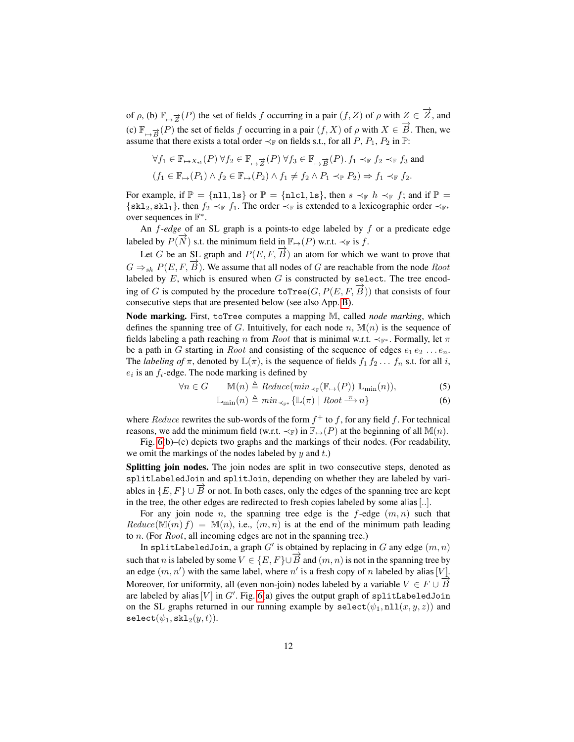of $\rho$, (b) $\mathbb{F}_{\mapsto \overrightarrow{Z}}(P)$ the set of fields $f$ occurring in a pair $(f, Z)$ of $\rho$ with $Z \in \overrightarrow{Z}$, and (c) $\mathbb{F}_{\mapsto \overrightarrow{B}}(P)$ the set of fields $f$ occurring in a pair $(f, X)$ of $\rho$ with $X \in \overrightarrow{B}$. Then, we assume that there exists a total order $\prec_{\mathbb{F}}$ on fields s.t., for all $P$, $P_1$, $P_2$ in $\mathbb{P}$:

$$\forall f_1 \in \mathbb{F}_{\mapsto X_{\text{tl}}}(P)\ \forall f_2 \in \mathbb{F}_{\mapsto \overrightarrow{Z}}(P)\ \forall f_3 \in \mathbb{F}_{\mapsto \overrightarrow{B}}(P).\ f_1 \prec_{\mathbb{F}} f_2 \prec_{\mathbb{F}} f_3 \text{ and}$$

$$(f_1 \in \mathbb{F}_{\mapsto}(P_1) \wedge f_2 \in \mathbb{F}_{\mapsto}(P_2) \wedge f_1 \neq f_2 \wedge P_1 \prec_{\mathbb{P}} P_2) \Rightarrow f_1 \prec_{\mathbb{F}} f_2.$$

For example, if $\mathbb{P} = \{\texttt{nll}, \texttt{ls}\}$ or $\mathbb{P} = \{\texttt{nlcl}, \texttt{ls}\}$, then $s \prec_{\mathbb{F}} h \prec_{\mathbb{F}} f$; and if $\mathbb{P} = \{\texttt{skl}_2, \texttt{skl}_1\}$, then $f_2 \prec_{\mathbb{F}} f_1$. The order $\prec_{\mathbb{F}}$ is extended to a lexicographic order $\prec_{\mathbb{F}^*}$ over sequences in $\mathbb{F}^*$.

An *$f$-edge* of an SL graph is a points-to edge labeled by $f$ or a predicate edge labeled by $P(\overrightarrow{N})$ s.t. the minimum field in $\mathbb{F}_{\mapsto}(P)$ w.r.t. $\prec_{\mathbb{F}}$ is $f$.

Let $G$ be an SL graph and $P(E, F, \overrightarrow{B})$ an atom for which we want to prove that $G \Rightarrow_{sh} P(E, F, \overrightarrow{B})$. We assume that all nodes of $G$ are reachable from the node *Root* labeled by $E$, which is ensured when $G$ is constructed by `select`. The tree encoding of $G$ is computed by the procedure `toTree`$(G, P(E, F, \overrightarrow{B}))$ that consists of four consecutive steps that are presented below (see also App. B).

**Node marking.** First, `toTree` computes a mapping $\mathbb{M}$, called *node marking*, which defines the spanning tree of $G$. Intuitively, for each node $n$, $\mathbb{M}(n)$ is the sequence of fields labeling a path reaching $n$ from *Root* that is minimal w.r.t. $\prec_{\mathbb{F}^*}$. Formally, let $\pi$ be a path in $G$ starting in *Root* and consisting of the sequence of edges $e_1\, e_2\, \ldots e_n$. The *labeling of* $\pi$, denoted by $\mathbb{L}(\pi)$, is the sequence of fields $f_1\, f_2 \ldots\, f_n$ s.t. for all $i$, $e_i$ is an $f_i$-edge. The node marking is defined by

$$\forall n \in G \qquad \mathbb{M}(n) \triangleq \mathit{Reduce}(\mathit{min}_{\prec_{\mathbb{F}}}(\mathbb{F}_{\mapsto}(P))\ \mathbb{L}_{\min}(n)), \tag{5}$$

$$\mathbb{L}_{\min}(n) \triangleq \mathit{min}_{\prec_{\mathbb{F}^*}}\{\mathbb{L}(\pi) \mid \mathit{Root} \xrightarrow{\pi} n\} \tag{6}$$

where *Reduce* rewrites the sub-words of the form $f^+$ to $f$, for any field $f$. For technical reasons, we add the minimum field (w.r.t. $\prec_{\mathbb{F}}$) in $\mathbb{F}_{\mapsto}(P)$ at the beginning of all $\mathbb{M}(n)$.

Fig. 6(b)–(c) depicts two graphs and the markings of their nodes. (For readability, we omit the markings of the nodes labeled by $y$ and $t$.)

**Splitting join nodes.** The join nodes are split in two consecutive steps, denoted as `splitLabeledJoin` and `splitJoin`, depending on whether they are labeled by variables in $\{E, F\} \cup \overrightarrow{B}$ or not. In both cases, only the edges of the spanning tree are kept in the tree, the other edges are redirected to fresh copies labeled by some alias [..].

For any join node $n$, the spanning tree edge is the $f$-edge $(m, n)$ such that $\mathit{Reduce}(\mathbb{M}(m)\, f) = \mathbb{M}(n)$, i.e., $(m, n)$ is at the end of the minimum path leading to $n$. (For *Root*, all incoming edges are not in the spanning tree.)

In `splitLabeledJoin`, a graph $G'$ is obtained by replacing in $G$ any edge $(m, n)$ such that $n$ is labeled by some $V \in \{E, F\} \cup \overrightarrow{B}$ and $(m, n)$ is not in the spanning tree by an edge $(m, n')$ with the same label, where $n'$ is a fresh copy of $n$ labeled by alias $[V]$. Moreover, for uniformity, all (even non-join) nodes labeled by a variable $V \in F \cup \overrightarrow{B}$ are labeled by alias $[V]$ in $G'$. Fig. 6(a) gives the output graph of `splitLabeledJoin` on the SL graphs returned in our running example by `select`$(\psi_1, \texttt{nll}(x, y, z))$ and `select`$(\psi_1, \texttt{skl}_2(y, t))$.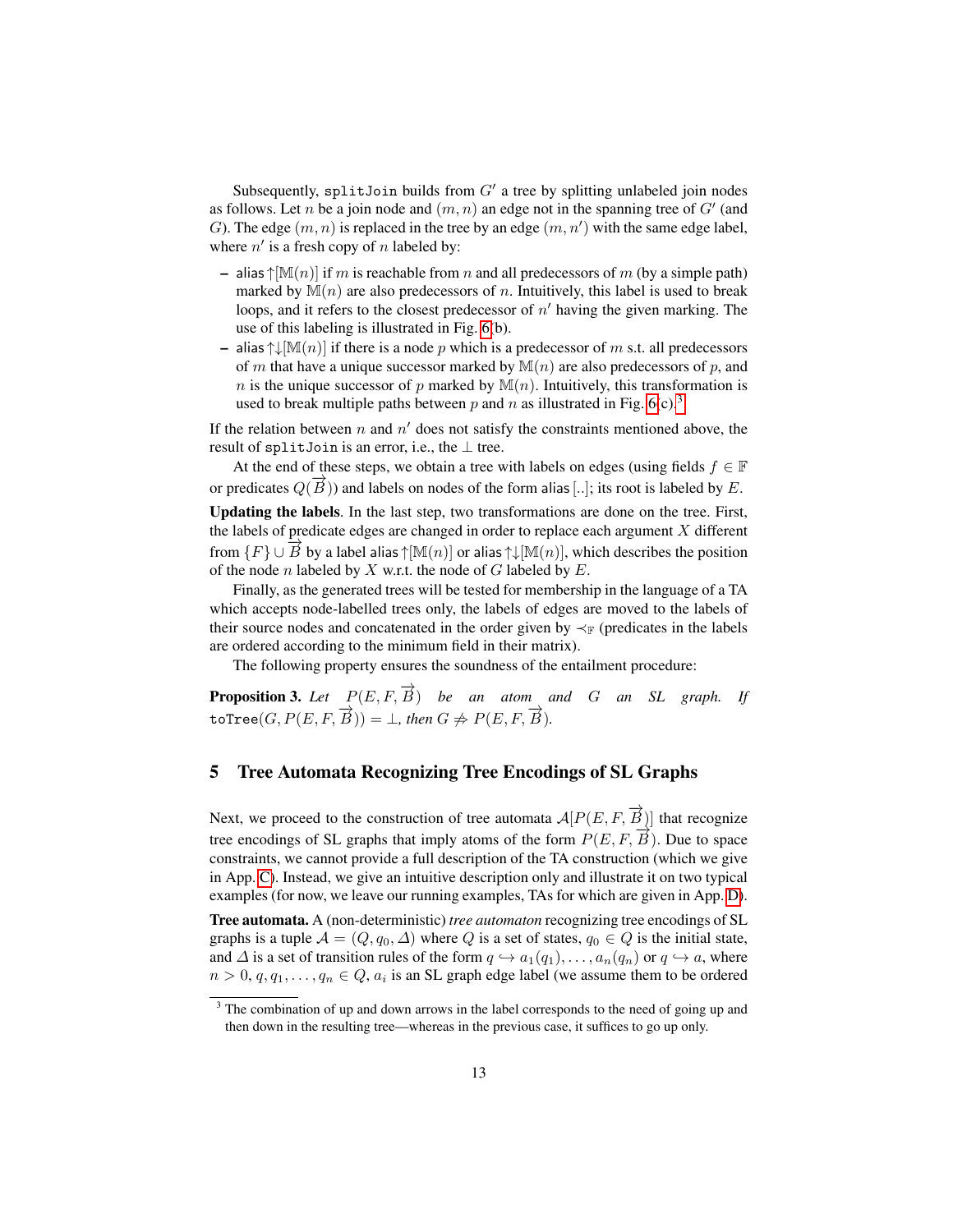Subsequently, `splitJoin` builds from $G'$ a tree by splitting unlabeled join nodes as follows. Let $n$ be a join node and $(m, n)$ an edge not in the spanning tree of $G'$ (and $G$). The edge $(m, n)$ is replaced in the tree by an edge $(m, n')$ with the same edge label, where $n'$ is a fresh copy of $n$ labeled by:

- $\mathsf{alias}\!\uparrow\![\mathbb{M}(n)]$ if $m$ is reachable from $n$ and all predecessors of $m$ (by a simple path) marked by $\mathbb{M}(n)$ are also predecessors of $n$. Intuitively, this label is used to break loops, and it refers to the closest predecessor of $n'$ having the given marking. The use of this labeling is illustrated in Fig. 6(b).
- $\mathsf{alias}\!\uparrow\!\downarrow\![\mathbb{M}(n)]$ if there is a node $p$ which is a predecessor of $m$ s.t. all predecessors of $m$ that have a unique successor marked by $\mathbb{M}(n)$ are also predecessors of $p$, and $n$ is the unique successor of $p$ marked by $\mathbb{M}(n)$. Intuitively, this transformation is used to break multiple paths between $p$ and $n$ as illustrated in Fig. 6(c).[3]

If the relation between $n$ and $n'$ does not satisfy the constraints mentioned above, the result of `splitJoin` is an error, i.e., the $\perp$ tree.

At the end of these steps, we obtain a tree with labels on edges (using fields $f \in \mathbb{F}$ or predicates $Q(\overrightarrow{B})$) and labels on nodes of the form alias [..]; its root is labeled by $E$.

**Updating the labels**. In the last step, two transformations are done on the tree. First, the labels of predicate edges are changed in order to replace each argument $X$ different from $\{F\} \cup \overrightarrow{B}$ by a label $\mathsf{alias}\!\uparrow\![\mathbb{M}(n)]$ or $\mathsf{alias}\!\uparrow\!\downarrow\![\mathbb{M}(n)]$, which describes the position of the node $n$ labeled by $X$ w.r.t. the node of $G$ labeled by $E$.

Finally, as the generated trees will be tested for membership in the language of a TA which accepts node-labelled trees only, the labels of edges are moved to the labels of their source nodes and concatenated in the order given by $\prec_{\mathbb{F}}$ (predicates in the labels are ordered according to the minimum field in their matrix).

The following property ensures the soundness of the entailment procedure:

**Proposition 3.** *Let $P(E, F, \overrightarrow{B})$ be an atom and $G$ an SL graph. If* $\texttt{toTree}(G, P(E, F, \overrightarrow{B})) = \perp$, *then* $G \not\Rightarrow P(E, F, \overrightarrow{B})$.

## 5 Tree Automata Recognizing Tree Encodings of SL Graphs

Next, we proceed to the construction of tree automata $\mathcal{A}[P(E, F, \overrightarrow{B})]$ that recognize tree encodings of SL graphs that imply atoms of the form $P(E, F, \overrightarrow{B})$. Due to space constraints, we cannot provide a full description of the TA construction (which we give in App. C). Instead, we give an intuitive description only and illustrate it on two typical examples (for now, we leave our running examples, TAs for which are given in App. D).

**Tree automata.** A (non-deterministic) *tree automaton* recognizing tree encodings of SL graphs is a tuple $\mathcal{A} = (Q, q_0, \Delta)$ where $Q$ is a set of states, $q_0 \in Q$ is the initial state, and $\Delta$ is a set of transition rules of the form $q \hookrightarrow a_1(q_1), \ldots, a_n(q_n)$ or $q \hookrightarrow a$, where $n > 0$, $q, q_1, \ldots, q_n \in Q$, $a_i$ is an SL graph edge label (we assume them to be ordered

[3] The combination of up and down arrows in the label corresponds to the need of going up and then down in the resulting tree—whereas in the previous case, it suffices to go up only.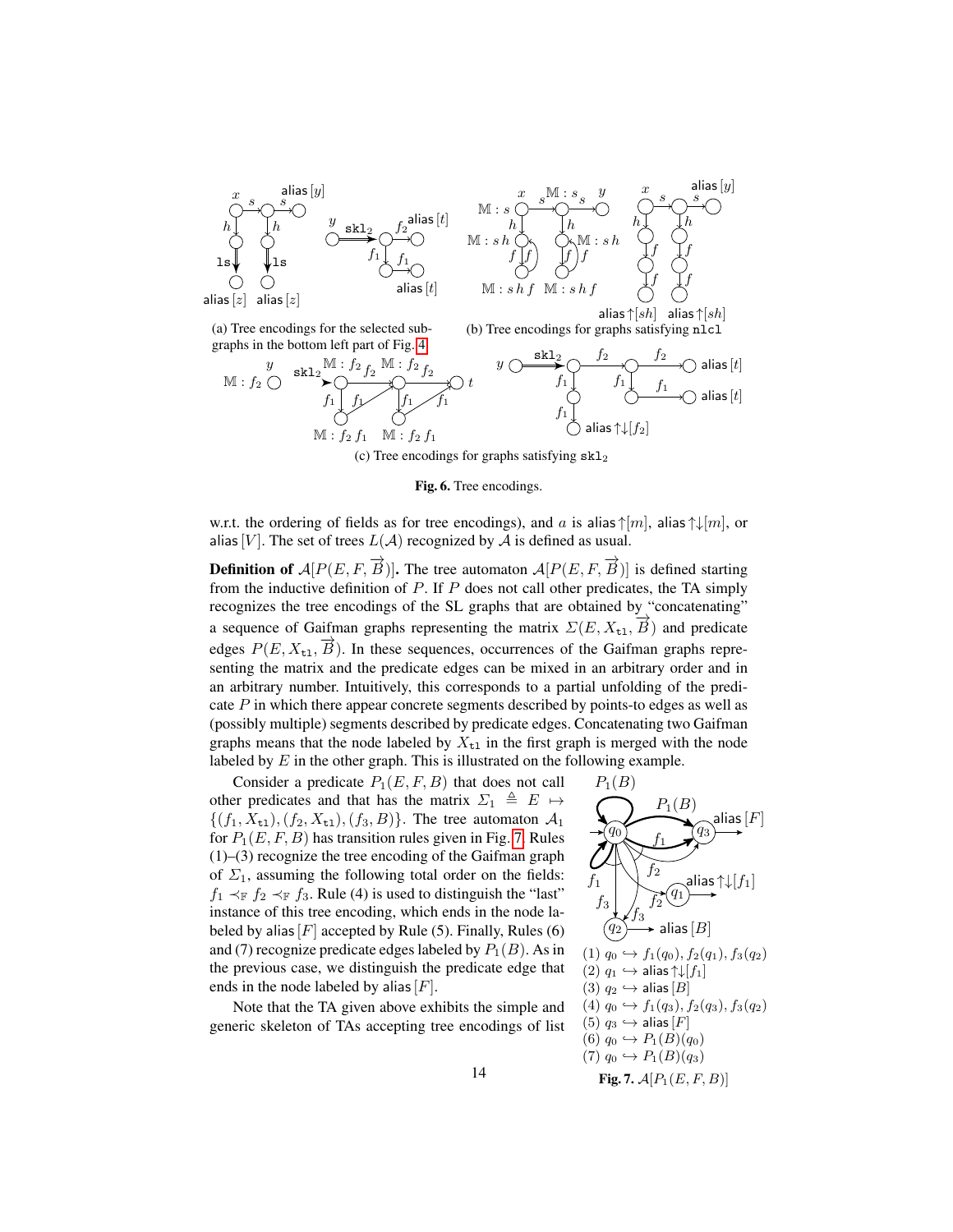(a) Tree encodings for the selected subgraphs in the bottom left part of Fig. 4

(b) Tree encodings for graphs satisfying `nlcl`

(c) Tree encodings for graphs satisfying $\mathtt{skl}_2$

**Fig. 6.** Tree encodings.

w.r.t. the ordering of fields as for tree encodings), and $a$ is $\mathsf{alias}\!\uparrow\![m]$, $\mathsf{alias}\!\uparrow\!\downarrow\![m]$, or $\mathsf{alias}\,[V]$. The set of trees $L(\mathcal{A})$ recognized by $\mathcal{A}$ is defined as usual.

**Definition of $\mathcal{A}[P(E, F, \overrightarrow{B})]$.** The tree automaton $\mathcal{A}[P(E, F, \overrightarrow{B})]$ is defined starting from the inductive definition of $P$. If $P$ does not call other predicates, the TA simply recognizes the tree encodings of the SL graphs that are obtained by "concatenating" a sequence of Gaifman graphs representing the matrix $\Sigma(E, X_{\mathtt{tl}}, \overrightarrow{B})$ and predicate edges $P(E, X_{\mathtt{tl}}, \overrightarrow{B})$. In these sequences, occurrences of the Gaifman graphs representing the matrix and the predicate edges can be mixed in an arbitrary order and in an arbitrary number. Intuitively, this corresponds to a partial unfolding of the predicate $P$ in which there appear concrete segments described by points-to edges as well as (possibly multiple) segments described by predicate edges. Concatenating two Gaifman graphs means that the node labeled by $X_{\mathtt{tl}}$ in the first graph is merged with the node labeled by $E$ in the other graph. This is illustrated on the following example.

Consider a predicate $P_1(E, F, B)$ that does not call other predicates and that has the matrix $\Sigma_1 \triangleq E \mapsto \{(f_1, X_{\mathtt{tl}}), (f_2, X_{\mathtt{tl}}), (f_3, B)\}$. The tree automaton $\mathcal{A}_1$ for $P_1(E, F, B)$ has transition rules given in Fig. 7. Rules (1)–(3) recognize the tree encoding of the Gaifman graph of $\Sigma_1$, assuming the following total order on the fields: $f_1 \prec_{\mathbb{F}} f_2 \prec_{\mathbb{F}} f_3$. Rule (4) is used to distinguish the "last" instance of this tree encoding, which ends in the node labeled by $\mathsf{alias}\,[F]$ accepted by Rule (5). Finally, Rules (6) and (7) recognize predicate edges labeled by $P_1(B)$. As in the previous case, we distinguish the predicate edge that ends in the node labeled by $\mathsf{alias}\,[F]$.

Note that the TA given above exhibits the simple and generic skeleton of TAs accepting tree encodings of list

(1) $q_0 \hookrightarrow f_1(q_0), f_2(q_1), f_3(q_2)$
(2) $q_1 \hookrightarrow \mathsf{alias}\!\uparrow\!\downarrow\![f_1]$
(3) $q_2 \hookrightarrow \mathsf{alias}\,[B]$
(4) $q_0 \hookrightarrow f_1(q_3), f_2(q_3), f_3(q_2)$
(5) $q_3 \hookrightarrow \mathsf{alias}\,[F]$
(6) $q_0 \hookrightarrow P_1(B)(q_0)$
(7) $q_0 \hookrightarrow P_1(B)(q_3)$

**Fig. 7.** $\mathcal{A}[P_1(E, F, B)]$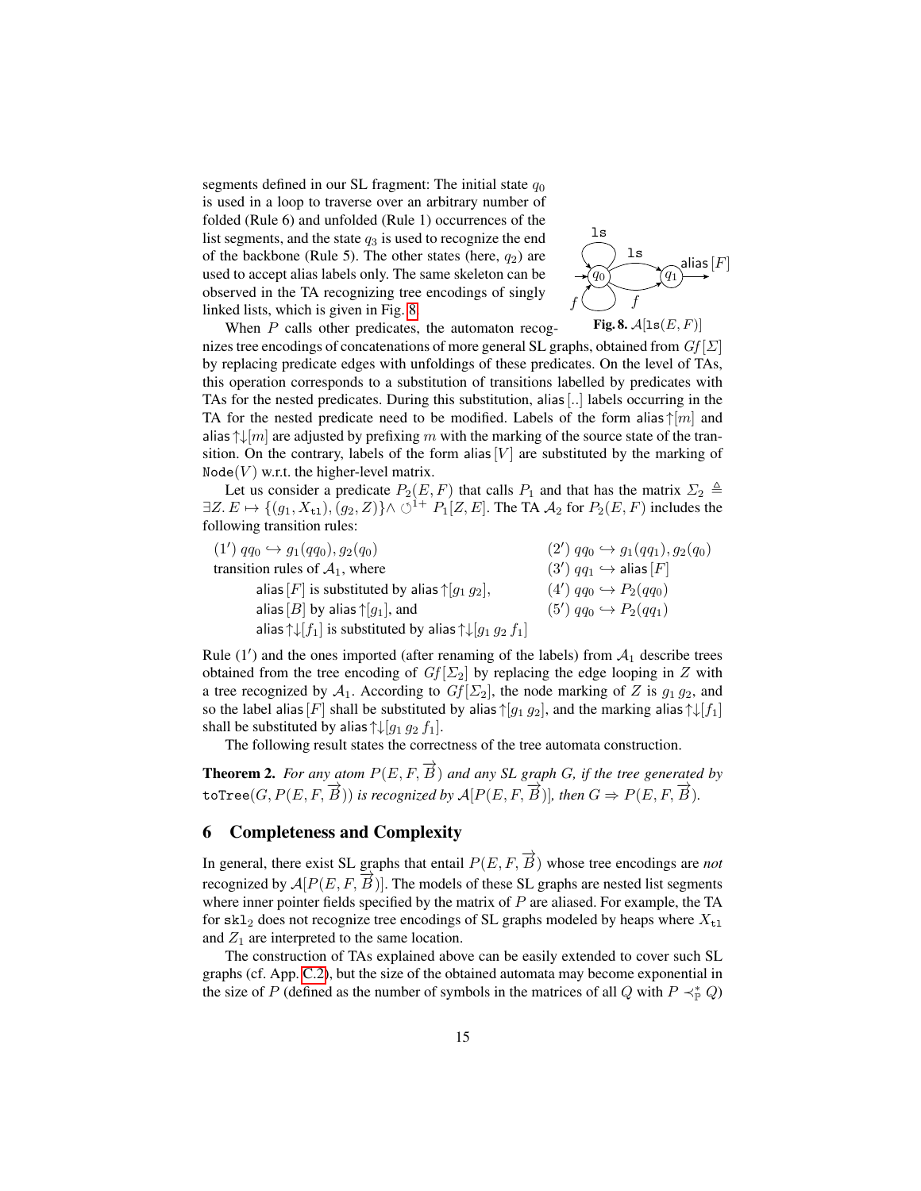segments defined in our SL fragment: The initial state $q_0$ is used in a loop to traverse over an arbitrary number of folded (Rule 6) and unfolded (Rule 1) occurrences of the list segments, and the state $q_3$ is used to recognize the end of the backbone (Rule 5). The other states (here, $q_2$) are used to accept alias labels only. The same skeleton can be observed in the TA recognizing tree encodings of singly linked lists, which is given in Fig. 8.

**Fig. 8.** $\mathcal{A}[\texttt{ls}(E, F)]$

When $P$ calls other predicates, the automaton recognizes tree encodings of concatenations of more general SL graphs, obtained from $Gf[\Sigma]$ by replacing predicate edges with unfoldings of these predicates. On the level of TAs, this operation corresponds to a substitution of transitions labelled by predicates with TAs for the nested predicates. During this substitution, alias [..] labels occurring in the TA for the nested predicate need to be modified. Labels of the form alias$\uparrow[m]$ and alias$\uparrow\downarrow[m]$ are adjusted by prefixing $m$ with the marking of the source state of the transition. On the contrary, labels of the form alias $[V]$ are substituted by the marking of $\texttt{Node}(V)$ w.r.t. the higher-level matrix.

Let us consider a predicate $P_2(E, F)$ that calls $P_1$ and that has the matrix $\Sigma_2 \triangleq \exists Z.\, E \mapsto \{(g_1, X_{\texttt{tl}}), (g_2, Z)\} \wedge \circlearrowleft^{1+} P_1[Z, E]$. The TA $\mathcal{A}_2$ for $P_2(E, F)$ includes the following transition rules:

$(1')\ qq_0 \hookrightarrow g_1(qq_0), g_2(q_0)$

transition rules of $\mathcal{A}_1$, where

- alias $[F]$ is substituted by alias$\uparrow[g_1\, g_2]$,
- alias $[B]$ by alias$\uparrow[g_1]$, and
- alias$\uparrow\downarrow[f_1]$ is substituted by alias$\uparrow\downarrow[g_1\, g_2\, f_1]$

$(2')\ qq_0 \hookrightarrow g_1(qq_1), g_2(q_0)$

$(3')\ qq_1 \hookrightarrow$ alias $[F]$

$(4')\ qq_0 \hookrightarrow P_2(qq_0)$

$(5')\ qq_0 \hookrightarrow P_2(qq_1)$

Rule $(1')$ and the ones imported (after renaming of the labels) from $\mathcal{A}_1$ describe trees obtained from the tree encoding of $Gf[\Sigma_2]$ by replacing the edge looping in $Z$ with a tree recognized by $\mathcal{A}_1$. According to $Gf[\Sigma_2]$, the node marking of $Z$ is $g_1\, g_2$, and so the label alias $[F]$ shall be substituted by alias$\uparrow[g_1\, g_2]$, and the marking alias$\uparrow\downarrow[f_1]$ shall be substituted by alias$\uparrow\downarrow[g_1\, g_2\, f_1]$.

The following result states the correctness of the tree automata construction.

**Theorem 2.** *For any atom $P(E, F, \overrightarrow{B})$ and any SL graph $G$, if the tree generated by* $\texttt{toTree}(G, P(E, F, \overrightarrow{B}))$ *is recognized by $\mathcal{A}[P(E, F, \overrightarrow{B})]$, then $G \Rightarrow P(E, F, \overrightarrow{B})$.*

## 6 Completeness and Complexity

In general, there exist SL graphs that entail $P(E, F, \overrightarrow{B})$ whose tree encodings are *not* recognized by $\mathcal{A}[P(E, F, \overrightarrow{B})]$. The models of these SL graphs are nested list segments where inner pointer fields specified by the matrix of $P$ are aliased. For example, the TA for $\texttt{skl}_2$ does not recognize tree encodings of SL graphs modeled by heaps where $X_{\texttt{tl}}$ and $Z_1$ are interpreted to the same location.

The construction of TAs explained above can be easily extended to cover such SL graphs (cf. App. C.2), but the size of the obtained automata may become exponential in the size of $P$ (defined as the number of symbols in the matrices of all $Q$ with $P \prec^*_{\mathbb{P}} Q$)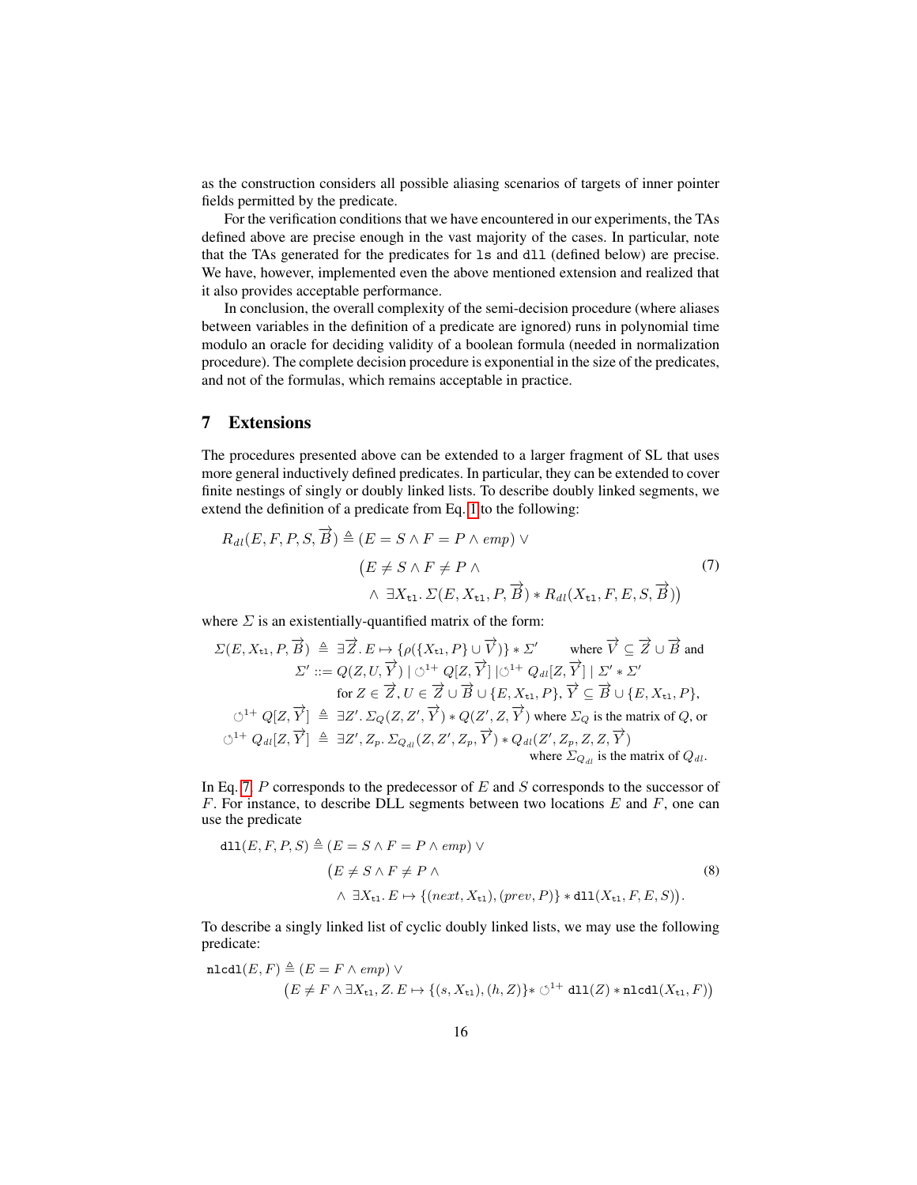as the construction considers all possible aliasing scenarios of targets of inner pointer fields permitted by the predicate.

For the verification conditions that we have encountered in our experiments, the TAs defined above are precise enough in the vast majority of the cases. In particular, note that the TAs generated for the predicates for `ls` and `dll` (defined below) are precise. We have, however, implemented even the above mentioned extension and realized that it also provides acceptable performance.

In conclusion, the overall complexity of the semi-decision procedure (where aliases between variables in the definition of a predicate are ignored) runs in polynomial time modulo an oracle for deciding validity of a boolean formula (needed in normalization procedure). The complete decision procedure is exponential in the size of the predicates, and not of the formulas, which remains acceptable in practice.

## 7 Extensions

The procedures presented above can be extended to a larger fragment of SL that uses more general inductively defined predicates. In particular, they can be extended to cover finite nestings of singly or doubly linked lists. To describe doubly linked segments, we extend the definition of a predicate from Eq. 1 to the following:

$$
\begin{aligned}
R_{dl}(E, F, P, S, \overrightarrow{B}) \triangleq\ & (E = S \wedge F = P \wedge emp) \vee \\
& \big(E \neq S \wedge F \neq P \wedge \\
& \quad \wedge\ \exists X_{\mathtt{tl}}.\, \Sigma(E, X_{\mathtt{tl}}, P, \overrightarrow{B}) * R_{dl}(X_{\mathtt{tl}}, F, E, S, \overrightarrow{B})\big)
\end{aligned}
\tag{7}
$$

where $\Sigma$ is an existentially-quantified matrix of the form:

$$
\begin{aligned}
\Sigma(E, X_{\mathtt{tl}}, P, \overrightarrow{B}) \ &\triangleq\ \exists \overrightarrow{Z}.\, E \mapsto \{\rho(\{X_{\mathtt{tl}}, P\} \cup \overrightarrow{V})\} * \Sigma' \qquad \text{where } \overrightarrow{V} \subseteq \overrightarrow{Z} \cup \overrightarrow{B} \text{ and} \\
\Sigma' &::= Q(Z, U, \overrightarrow{Y}) \mid \circlearrowleft^{1+} Q[Z, \overrightarrow{Y}] \mid \circlearrowleft^{1+} Q_{dl}[Z, \overrightarrow{Y}] \mid \Sigma' * \Sigma' \\
& \quad \text{for } Z \in \overrightarrow{Z}, U \in \overrightarrow{Z} \cup \overrightarrow{B} \cup \{E, X_{\mathtt{tl}}, P\}, \overrightarrow{Y} \subseteq \overrightarrow{B} \cup \{E, X_{\mathtt{tl}}, P\}, \\
\circlearrowleft^{1+} Q[Z, \overrightarrow{Y}] \ &\triangleq\ \exists Z'.\, \Sigma_Q(Z, Z', \overrightarrow{Y}) * Q(Z', Z, \overrightarrow{Y}) \text{ where } \Sigma_Q \text{ is the matrix of } Q \text{, or} \\
\circlearrowleft^{1+} Q_{dl}[Z, \overrightarrow{Y}] \ &\triangleq\ \exists Z', Z_p.\, \Sigma_{Q_{dl}}(Z, Z', Z_p, \overrightarrow{Y}) * Q_{dl}(Z', Z_p, Z, Z, \overrightarrow{Y}) \\
& \qquad \text{where } \Sigma_{Q_{dl}} \text{ is the matrix of } Q_{dl}.
\end{aligned}
$$

In Eq. 7, $P$ corresponds to the predecessor of $E$ and $S$ corresponds to the successor of $F$. For instance, to describe DLL segments between two locations $E$ and $F$, one can use the predicate

$$
\begin{aligned}
\mathtt{dll}(E, F, P, S) \triangleq\ & (E = S \wedge F = P \wedge emp) \vee \\
& \big(E \neq S \wedge F \neq P \wedge \\
& \quad \wedge\ \exists X_{\mathtt{tl}}.\, E \mapsto \{(next, X_{\mathtt{tl}}), (prev, P)\} * \mathtt{dll}(X_{\mathtt{tl}}, F, E, S)\big).
\end{aligned}
\tag{8}
$$

To describe a singly linked list of cyclic doubly linked lists, we may use the following predicate:

$$
\begin{aligned}
\mathtt{nlcdl}(E, F) \triangleq\ & (E = F \wedge emp) \vee \\
& \big(E \neq F \wedge \exists X_{\mathtt{tl}}, Z.\, E \mapsto \{(s, X_{\mathtt{tl}}), (h, Z)\} * \circlearrowleft^{1+} \mathtt{dll}(Z) * \mathtt{nlcdl}(X_{\mathtt{tl}}, F)\big)
\end{aligned}
$$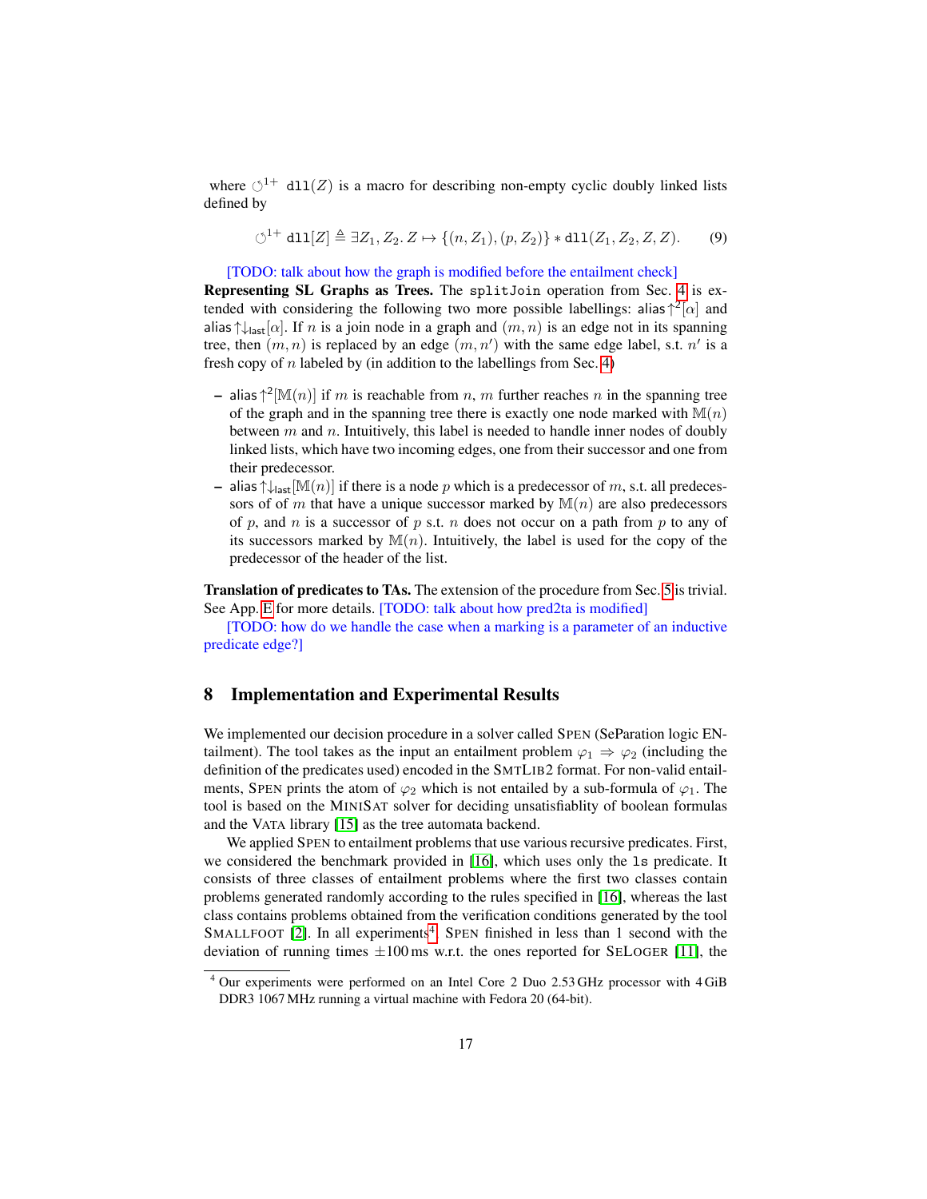where $\circlearrowleft^{1+}$ `dll`$(Z)$ is a macro for describing non-empty cyclic doubly linked lists defined by

$$\circlearrowleft^{1+} \texttt{dll}[Z] \triangleq \exists Z_1, Z_2.\, Z \mapsto \{(n, Z_1), (p, Z_2)\} * \texttt{dll}(Z_1, Z_2, Z, Z). \tag{9}$$

[TODO: talk about how the graph is modified before the entailment check]

**Representing SL Graphs as Trees.** The `splitJoin` operation from Sec. 4 is extended with considering the following two more possible labellings: $\mathsf{alias}\!\uparrow^2\![\alpha]$ and $\mathsf{alias}\!\uparrow\!\downarrow_{\mathsf{last}}\![\alpha]$. If $n$ is a join node in a graph and $(m, n)$ is an edge not in its spanning tree, then $(m, n)$ is replaced by an edge $(m, n')$ with the same edge label, s.t. $n'$ is a fresh copy of $n$ labeled by (in addition to the labellings from Sec. 4)

- $\mathsf{alias}\!\uparrow^2\![\mathbb{M}(n)]$ if $m$ is reachable from $n$, $m$ further reaches $n$ in the spanning tree of the graph and in the spanning tree there is exactly one node marked with $\mathbb{M}(n)$ between $m$ and $n$. Intuitively, this label is needed to handle inner nodes of doubly linked lists, which have two incoming edges, one from their successor and one from their predecessor.
- $\mathsf{alias}\!\uparrow\!\downarrow_{\mathsf{last}}\![\mathbb{M}(n)]$ if there is a node $p$ which is a predecessor of $m$, s.t. all predecessors of of $m$ that have a unique successor marked by $\mathbb{M}(n)$ are also predecessors of $p$, and $n$ is a successor of $p$ s.t. $n$ does not occur on a path from $p$ to any of its successors marked by $\mathbb{M}(n)$. Intuitively, the label is used for the copy of the predecessor of the header of the list.

**Translation of predicates to TAs.** The extension of the procedure from Sec. 5 is trivial. See App. E for more details. [TODO: talk about how pred2ta is modified]

[TODO: how do we handle the case when a marking is a parameter of an inductive predicate edge?]

## 8 Implementation and Experimental Results

We implemented our decision procedure in a solver called SPEN (SePeration logic ENtailment). The tool takes as the input an entailment problem $\varphi_1 \Rightarrow \varphi_2$ (including the definition of the predicates used) encoded in the SMTLIB2 format. For non-valid entailments, SPEN prints the atom of $\varphi_2$ which is not entailed by a sub-formula of $\varphi_1$. The tool is based on the MINISAT solver for deciding unsatisfiablity of boolean formulas and the VATA library [15] as the tree automata backend.

We applied SPEN to entailment problems that use various recursive predicates. First, we considered the benchmark provided in [16], which uses only the `ls` predicate. It consists of three classes of entailment problems where the first two classes contain problems generated randomly according to the rules specified in [16], whereas the last class contains problems obtained from the verification conditions generated by the tool SMALLFOOT [2]. In all experiments[4], SPEN finished in less than 1 second with the deviation of running times $\pm 100$ ms w.r.t. the ones reported for SELOGER [11], the

[4] Our experiments were performed on an Intel Core 2 Duo 2.53 GHz processor with 4 GiB DDR3 1067 MHz running a virtual machine with Fedora 20 (64-bit).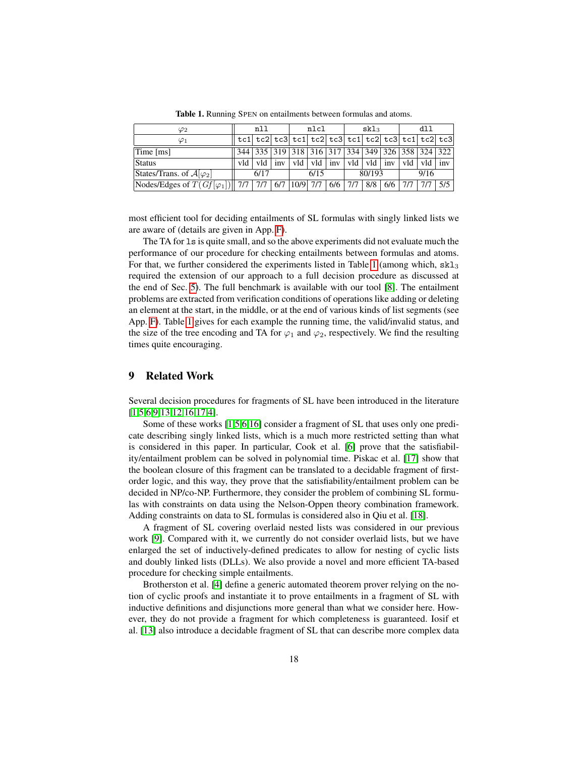**Table 1.** Running SPEN on entailments between formulas and atoms.

| $\varphi_2$ | `nll` | | | `nlcl` | | | `skl`$_3$ | | | `dll` | | |
|---|---|---|---|---|---|---|---|---|---|---|---|---|
| $\varphi_1$ | `tc1` | `tc2` | `tc3` | `tc1` | `tc2` | `tc3` | `tc1` | `tc2` | `tc3` | `tc1` | `tc2` | `tc3` |
| Time [ms] | 344 | 335 | 319 | 318 | 316 | 317 | 334 | 349 | 326 | 358 | 324 | 322 |
| Status | vld | vld | inv | vld | vld | inv | vld | vld | inv | vld | vld | inv |
| States/Trans. of $\mathcal{A}[\varphi_2]$ | 6/17 | | | 6/15 | | | 80/193 | | | 9/16 | | |
| Nodes/Edges of $T(Gf[\varphi_1])$ | 7/7 | 7/7 | 6/7 | 10/9 | 7/7 | 6/6 | 7/7 | 8/8 | 6/6 | 7/7 | 7/7 | 5/5 |

most efficient tool for deciding entailments of SL formulas with singly linked lists we are aware of (details are given in App. F).

The TA for `ls` is quite small, and so the above experiments did not evaluate much the performance of our procedure for checking entailments between formulas and atoms. For that, we further considered the experiments listed in Table 1 (among which, `skl`$_3$ required the extension of our approach to a full decision procedure as discussed at the end of Sec. 5). The full benchmark is available with our tool [8]. The entailment problems are extracted from verification conditions of operations like adding or deleting an element at the start, in the middle, or at the end of various kinds of list segments (see App. F). Table 1 gives for each example the running time, the valid/invalid status, and the size of the tree encoding and TA for $\varphi_1$ and $\varphi_2$, respectively. We find the resulting times quite encouraging.

## 9 Related Work

Several decision procedures for fragments of SL have been introduced in the literature [1,5,6,9,13,12,16,17,4].

Some of these works [1,5,6,16] consider a fragment of SL that uses only one predicate describing singly linked lists, which is a much more restricted setting than what is considered in this paper. In particular, Cook et al. [6] prove that the satisfiability/entailment problem can be solved in polynomial time. Piskac et al. [17] show that the boolean closure of this fragment can be translated to a decidable fragment of first-order logic, and this way, they prove that the satisfiability/entailment problem can be decided in NP/co-NP. Furthermore, they consider the problem of combining SL formulas with constraints on data using the Nelson-Oppen theory combination framework. Adding constraints on data to SL formulas is considered also in Qiu et al. [18].

A fragment of SL covering overlaid nested lists was considered in our previous work [9]. Compared with it, we currently do not consider overlaid lists, but we have enlarged the set of inductively-defined predicates to allow for nesting of cyclic lists and doubly linked lists (DLLs). We also provide a novel and more efficient TA-based procedure for checking simple entailments.

Brotherston et al. [4] define a generic automated theorem prover relying on the notion of cyclic proofs and instantiate it to prove entailments in a fragment of SL with inductive definitions and disjunctions more general than what we consider here. However, they do not provide a fragment for which completeness is guaranteed. Iosif et al. [13] also introduce a decidable fragment of SL that can describe more complex data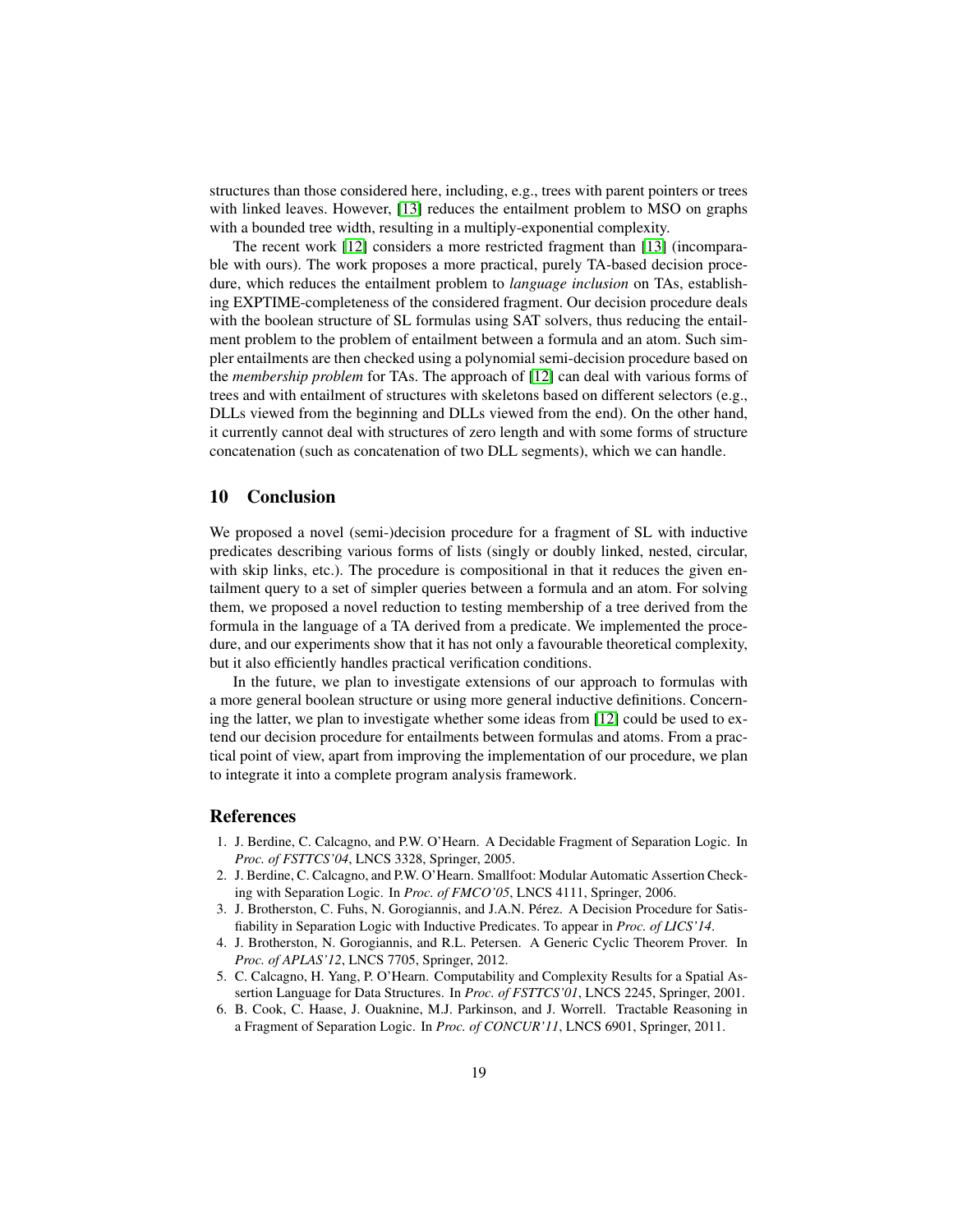structures than those considered here, including, e.g., trees with parent pointers or trees with linked leaves. However, [13] reduces the entailment problem to MSO on graphs with a bounded tree width, resulting in a multiply-exponential complexity.

The recent work [12] considers a more restricted fragment than [13] (incomparable with ours). The work proposes a more practical, purely TA-based decision procedure, which reduces the entailment problem to *language inclusion* on TAs, establishing EXPTIME-completeness of the considered fragment. Our decision procedure deals with the boolean structure of SL formulas using SAT solvers, thus reducing the entailment problem to the problem of entailment between a formula and an atom. Such simpler entailments are then checked using a polynomial semi-decision procedure based on the *membership problem* for TAs. The approach of [12] can deal with various forms of trees and with entailment of structures with skeletons based on different selectors (e.g., DLLs viewed from the beginning and DLLs viewed from the end). On the other hand, it currently cannot deal with structures of zero length and with some forms of structure concatenation (such as concatenation of two DLL segments), which we can handle.

## 10 Conclusion

We proposed a novel (semi-)decision procedure for a fragment of SL with inductive predicates describing various forms of lists (singly or doubly linked, nested, circular, with skip links, etc.). The procedure is compositional in that it reduces the given entailment query to a set of simpler queries between a formula and an atom. For solving them, we proposed a novel reduction to testing membership of a tree derived from the formula in the language of a TA derived from a predicate. We implemented the procedure, and our experiments show that it has not only a favourable theoretical complexity, but it also efficiently handles practical verification conditions.

In the future, we plan to investigate extensions of our approach to formulas with a more general boolean structure or using more general inductive definitions. Concerning the latter, we plan to investigate whether some ideas from [12] could be used to extend our decision procedure for entailments between formulas and atoms. From a practical point of view, apart from improving the implementation of our procedure, we plan to integrate it into a complete program analysis framework.

## References

1. J. Berdine, C. Calcagno, and P.W. O'Hearn. A Decidable Fragment of Separation Logic. In *Proc. of FSTTCS'04*, LNCS 3328, Springer, 2005.
2. J. Berdine, C. Calcagno, and P.W. O'Hearn. Smallfoot: Modular Automatic Assertion Checking with Separation Logic. In *Proc. of FMCO'05*, LNCS 4111, Springer, 2006.
3. J. Brotherston, C. Fuhs, N. Gorogiannis, and J.A.N. Pérez. A Decision Procedure for Satisfiability in Separation Logic with Inductive Predicates. To appear in *Proc. of LICS'14*.
4. J. Brotherston, N. Gorogiannis, and R.L. Petersen. A Generic Cyclic Theorem Prover. In *Proc. of APLAS'12*, LNCS 7705, Springer, 2012.
5. C. Calcagno, H. Yang, P. O'Hearn. Computability and Complexity Results for a Spatial Assertion Language for Data Structures. In *Proc. of FSTTCS'01*, LNCS 2245, Springer, 2001.
6. B. Cook, C. Haase, J. Ouaknine, M.J. Parkinson, and J. Worrell. Tractable Reasoning in a Fragment of Separation Logic. In *Proc. of CONCUR'11*, LNCS 6901, Springer, 2011.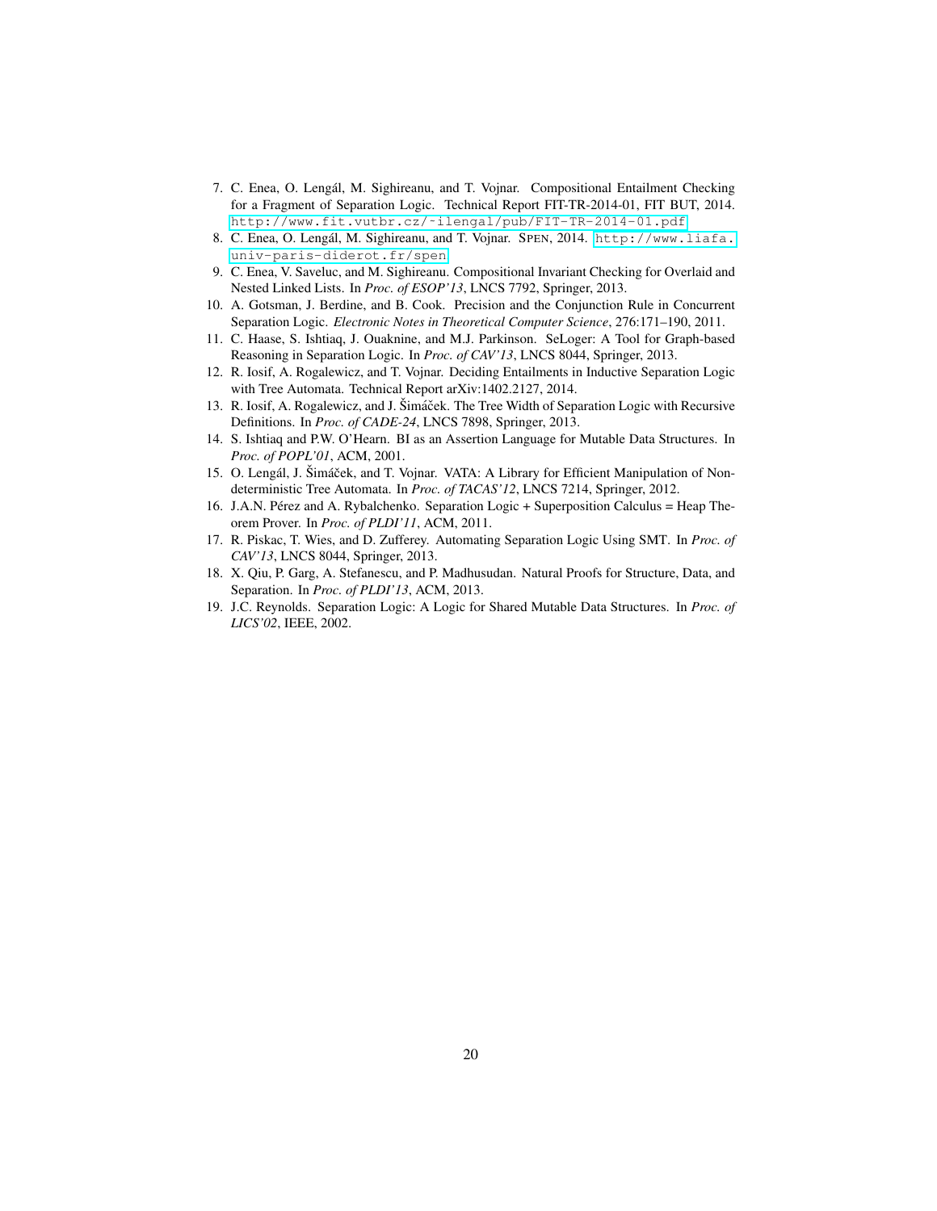7. C. Enea, O. Lengál, M. Sighireanu, and T. Vojnar. Compositional Entailment Checking for a Fragment of Separation Logic. Technical Report FIT-TR-2014-01, FIT BUT, 2014. http://www.fit.vutbr.cz/~ilengal/pub/FIT-TR-2014-01.pdf
8. C. Enea, O. Lengál, M. Sighireanu, and T. Vojnar. SPEN, 2014. http://www.liafa.univ-paris-diderot.fr/spen
9. C. Enea, V. Saveluc, and M. Sighireanu. Compositional Invariant Checking for Overlaid and Nested Linked Lists. In *Proc. of ESOP'13*, LNCS 7792, Springer, 2013.
10. A. Gotsman, J. Berdine, and B. Cook. Precision and the Conjunction Rule in Concurrent Separation Logic. *Electronic Notes in Theoretical Computer Science*, 276:171–190, 2011.
11. C. Haase, S. Ishtiaq, J. Ouaknine, and M.J. Parkinson. SeLoger: A Tool for Graph-based Reasoning in Separation Logic. In *Proc. of CAV'13*, LNCS 8044, Springer, 2013.
12. R. Iosif, A. Rogalewicz, and T. Vojnar. Deciding Entailments in Inductive Separation Logic with Tree Automata. Technical Report arXiv:1402.2127, 2014.
13. R. Iosif, A. Rogalewicz, and J. Šimáček. The Tree Width of Separation Logic with Recursive Definitions. In *Proc. of CADE-24*, LNCS 7898, Springer, 2013.
14. S. Ishtiaq and P.W. O'Hearn. BI as an Assertion Language for Mutable Data Structures. In *Proc. of POPL'01*, ACM, 2001.
15. O. Lengál, J. Šimáček, and T. Vojnar. VATA: A Library for Efficient Manipulation of Nondeterministic Tree Automata. In *Proc. of TACAS'12*, LNCS 7214, Springer, 2012.
16. J.A.N. Pérez and A. Rybalchenko. Separation Logic + Superposition Calculus = Heap Theorem Prover. In *Proc. of PLDI'11*, ACM, 2011.
17. R. Piskac, T. Wies, and D. Zufferey. Automating Separation Logic Using SMT. In *Proc. of CAV'13*, LNCS 8044, Springer, 2013.
18. X. Qiu, P. Garg, A. Stefanescu, and P. Madhusudan. Natural Proofs for Structure, Data, and Separation. In *Proc. of PLDI'13*, ACM, 2013.
19. J.C. Reynolds. Separation Logic: A Logic for Shared Mutable Data Structures. In *Proc. of LICS'02*, IEEE, 2002.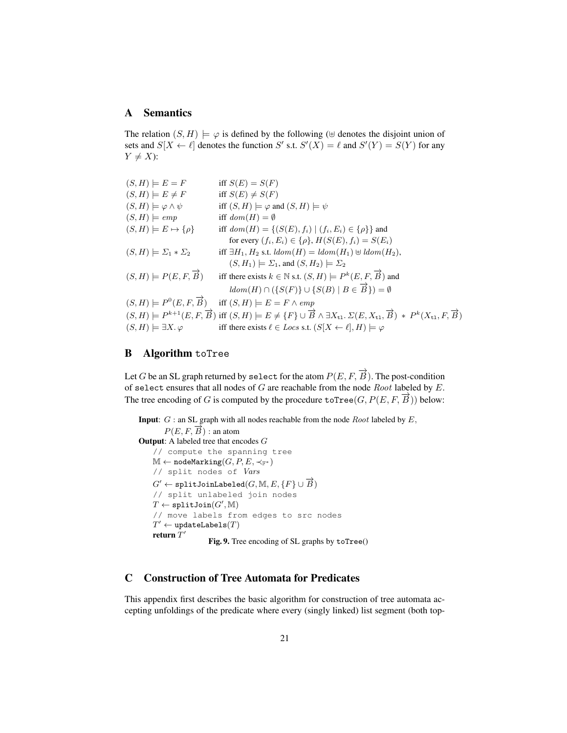## A Semantics

The relation $(S, H) \models \varphi$ is defined by the following ($\uplus$ denotes the disjoint union of sets and $S[X \leftarrow \ell]$ denotes the function $S'$ s.t. $S'(X) = \ell$ and $S'(Y) = S(Y)$ for any $Y \neq X$):

$$
\begin{array}{ll}
(S,H) \models E = F & \text{iff } S(E) = S(F) \\
(S,H) \models E \neq F & \text{iff } S(E) \neq S(F) \\
(S,H) \models \varphi \wedge \psi & \text{iff } (S,H) \models \varphi \text{ and } (S,H) \models \psi \\
(S,H) \models emp & \text{iff } dom(H) = \emptyset \\
(S,H) \models E \mapsto \{\rho\} & \text{iff } dom(H) = \{(S(E), f_i) \mid (f_i, E_i) \in \{\rho\}\} \text{ and} \\
& \quad \text{for every } (f_i, E_i) \in \{\rho\},\ H(S(E), f_i) = S(E_i) \\
(S,H) \models \Sigma_1 * \Sigma_2 & \text{iff } \exists H_1, H_2 \text{ s.t. } ldom(H) = ldom(H_1) \uplus ldom(H_2), \\
& \quad (S,H_1) \models \Sigma_1, \text{ and } (S,H_2) \models \Sigma_2 \\
(S,H) \models P(E,F,\overrightarrow{B}) & \text{iff there exists } k \in \mathbb{N} \text{ s.t. } (S,H) \models P^k(E,F,\overrightarrow{B}) \text{ and} \\
& \quad ldom(H) \cap (\{S(F)\} \cup \{S(B) \mid B \in \overrightarrow{B}\}) = \emptyset \\
(S,H) \models P^0(E,F,\overrightarrow{B}) & \text{iff } (S,H) \models E = F \wedge emp \\
(S,H) \models P^{k+1}(E,F,\overrightarrow{B}) & \text{iff } (S,H) \models E \neq \{F\} \cup \overrightarrow{B} \wedge \exists X_{\mathtt{tl}}.\ \Sigma(E, X_{\mathtt{tl}}, \overrightarrow{B}) \ *\ P^k(X_{\mathtt{tl}}, F, \overrightarrow{B}) \\
(S,H) \models \exists X.\, \varphi & \text{iff there exists } \ell \in Locs \text{ s.t. } (S[X \leftarrow \ell], H) \models \varphi
\end{array}
$$

## B Algorithm `toTree`

Let $G$ be an SL graph returned by `select` for the atom $P(E, F, \overrightarrow{B})$. The post-condition of `select` ensures that all nodes of $G$ are reachable from the node $Root$ labeled by $E$. The tree encoding of $G$ is computed by the procedure $\mathtt{toTree}(G, P(E, F, \overrightarrow{B}))$ below:

```
Input: G : an SL graph with all nodes reachable from the node Root labeled by E,
       P(E, F, B⃗) : an atom
Output: A labeled tree that encodes G
    // compute the spanning tree
    𝕄 ← nodeMarking(G, P, E, ≺_{𝔽*})
    // split nodes of Vars
    G' ← splitJoinLabeled(G, 𝕄, E, {F} ∪ B⃗)
    // split unlabeled join nodes
    T ← splitJoin(G', 𝕄)
    // move labels from edges to src nodes
    T' ← updateLabels(T)
    return T'
```

**Fig. 9.** Tree encoding of SL graphs by `toTree()`

## C Construction of Tree Automata for Predicates

This appendix first describes the basic algorithm for construction of tree automata accepting unfoldings of the predicate where every (singly linked) list segment (both top-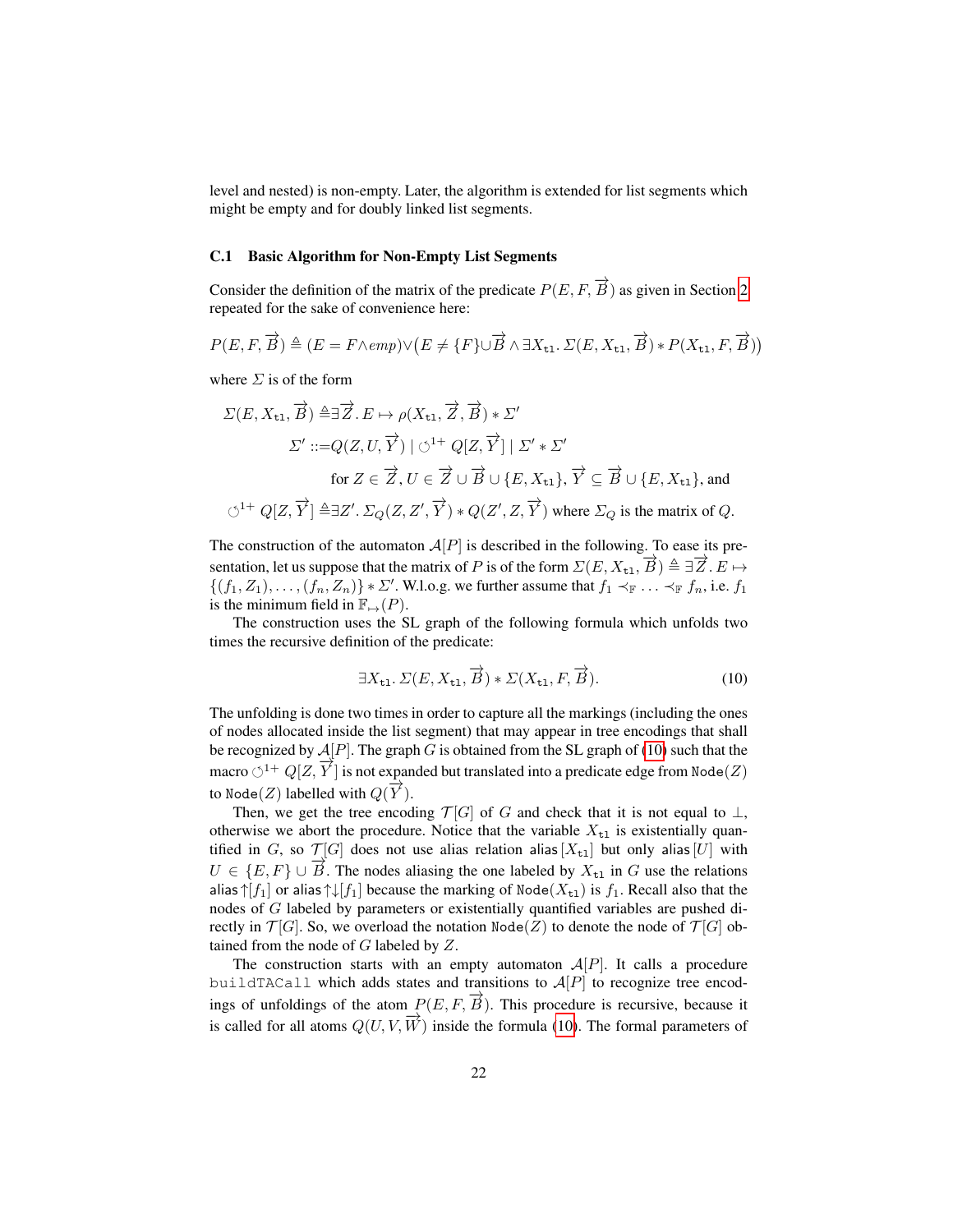level and nested) is non-empty. Later, the algorithm is extended for list segments which might be empty and for doubly linked list segments.

### C.1 Basic Algorithm for Non-Empty List Segments

Consider the definition of the matrix of the predicate $P(E, F, \overrightarrow{B})$ as given in Section 2 repeated for the sake of convenience here:

$$P(E, F, \overrightarrow{B}) \triangleq (E = F \wedge emp) \vee \big(E \neq \{F\} \cup \overrightarrow{B} \wedge \exists X_{\mathtt{tl}}.\, \Sigma(E, X_{\mathtt{tl}}, \overrightarrow{B}) * P(X_{\mathtt{tl}}, F, \overrightarrow{B})\big)$$

where $\Sigma$ is of the form

$$\begin{aligned}
\Sigma(E, X_{\mathtt{tl}}, \overrightarrow{B}) \triangleq & \exists \overrightarrow{Z}.\, E \mapsto \rho(X_{\mathtt{tl}}, \overrightarrow{Z}, \overrightarrow{B}) * \Sigma' \\
\Sigma' ::= & Q(Z, U, \overrightarrow{Y}) \mid \circlearrowleft^{1+} Q[Z, \overrightarrow{Y}] \mid \Sigma' * \Sigma' \\
& \text{for } Z \in \overrightarrow{Z}, U \in \overrightarrow{Z} \cup \overrightarrow{B} \cup \{E, X_{\mathtt{tl}}\}, \overrightarrow{Y} \subseteq \overrightarrow{B} \cup \{E, X_{\mathtt{tl}}\}, \text{ and} \\
\circlearrowleft^{1+} Q[Z, \overrightarrow{Y}] \triangleq & \exists Z'.\, \Sigma_Q(Z, Z', \overrightarrow{Y}) * Q(Z', Z, \overrightarrow{Y}) \text{ where } \Sigma_Q \text{ is the matrix of } Q.
\end{aligned}$$

The construction of the automaton $\mathcal{A}[P]$ is described in the following. To ease its presentation, let us suppose that the matrix of $P$ is of the form $\Sigma(E, X_{\mathtt{tl}}, \overrightarrow{B}) \triangleq \exists \overrightarrow{Z}.\, E \mapsto \{(f_1, Z_1), \ldots, (f_n, Z_n)\} * \Sigma'$. W.l.o.g. we further assume that $f_1 \prec_{\mathbb{F}} \ldots \prec_{\mathbb{F}} f_n$, i.e. $f_1$ is the minimum field in $\mathbb{F}_{\mapsto}(P)$.

The construction uses the SL graph of the following formula which unfolds two times the recursive definition of the predicate:

$$\exists X_{\mathtt{tl}}.\, \Sigma(E, X_{\mathtt{tl}}, \overrightarrow{B}) * \Sigma(X_{\mathtt{tl}}, F, \overrightarrow{B}). \tag{10}$$

The unfolding is done two times in order to capture all the markings (including the ones of nodes allocated inside the list segment) that may appear in tree encodings that shall be recognized by $\mathcal{A}[P]$. The graph $G$ is obtained from the SL graph of (10) such that the macro $\circlearrowleft^{1+} Q[Z, \overrightarrow{Y}]$ is not expanded but translated into a predicate edge from $\mathtt{Node}(Z)$ to $\mathtt{Node}(Z)$ labelled with $Q(\overrightarrow{Y})$.

Then, we get the tree encoding $\mathcal{T}[G]$ of $G$ and check that it is not equal to $\bot$, otherwise we abort the procedure. Notice that the variable $X_{\mathtt{tl}}$ is existentially quantified in $G$, so $\mathcal{T}[G]$ does not use alias relation $\mathsf{alias}[X_{\mathtt{tl}}]$ but only $\mathsf{alias}[U]$ with $U \in \{E, F\} \cup \overrightarrow{B}$. The nodes aliasing the one labeled by $X_{\mathtt{tl}}$ in $G$ use the relations $\mathsf{alias}{\uparrow}[f_1]$ or $\mathsf{alias}{\uparrow}{\downarrow}[f_1]$ because the marking of $\mathtt{Node}(X_{\mathtt{tl}})$ is $f_1$. Recall also that the nodes of $G$ labeled by parameters or existentially quantified variables are pushed directly in $\mathcal{T}[G]$. So, we overload the notation $\mathtt{Node}(Z)$ to denote the node of $\mathcal{T}[G]$ obtained from the node of $G$ labeled by $Z$.

The construction starts with an empty automaton $\mathcal{A}[P]$. It calls a procedure `buildTACall` which adds states and transitions to $\mathcal{A}[P]$ to recognize tree encodings of unfoldings of the atom $P(E, F, \overrightarrow{B})$. This procedure is recursive, because it is called for all atoms $Q(U, V, \overrightarrow{W})$ inside the formula (10). The formal parameters of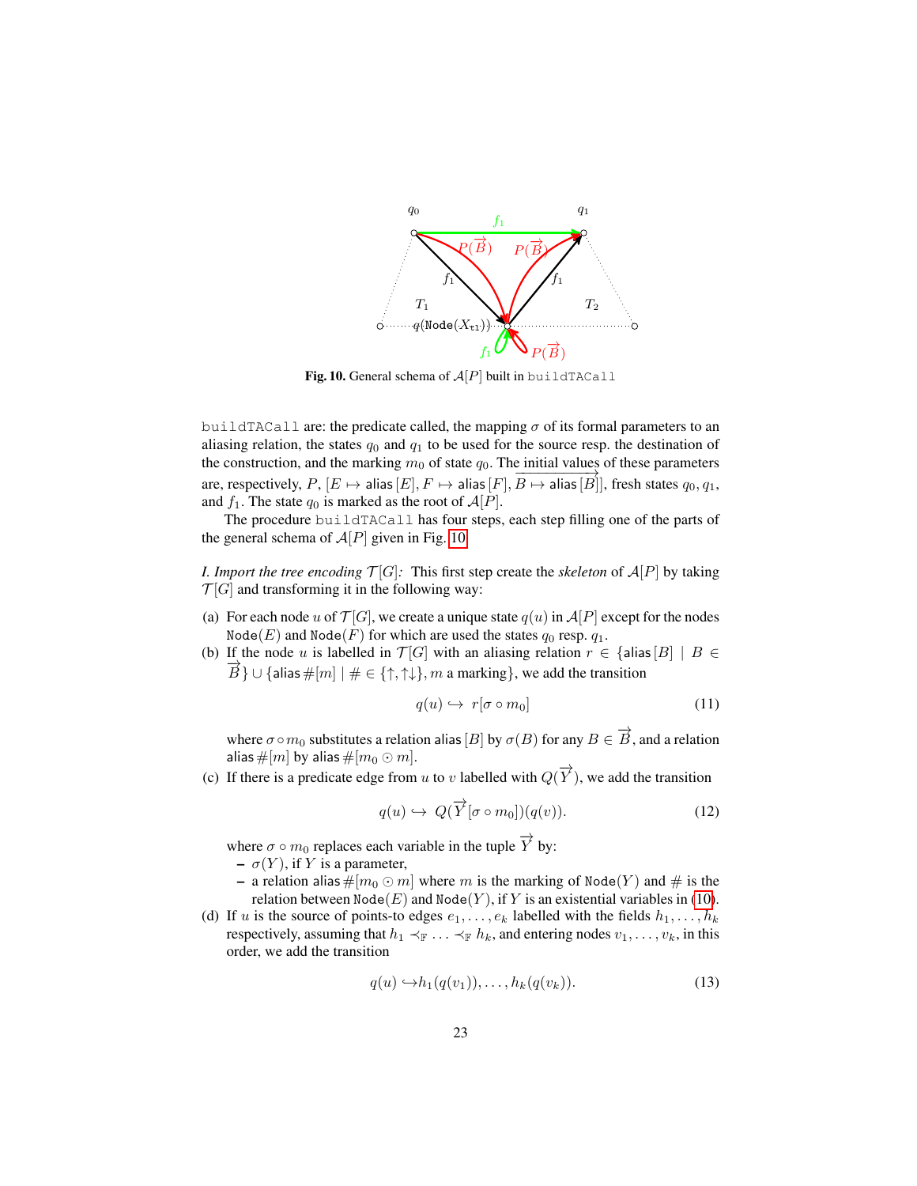**Fig. 10.** General schema of $\mathcal{A}[P]$ built in `buildTACall`

`buildTACall` are: the predicate called, the mapping $\sigma$ of its formal parameters to an aliasing relation, the states $q_0$ and $q_1$ to be used for the source resp. the destination of the construction, and the marking $m_0$ of state $q_0$. The initial values of these parameters are, respectively, $P$, $[E \mapsto \mathsf{alias}[E], F \mapsto \mathsf{alias}[F], \overrightarrow{B \mapsto \mathsf{alias}[B]}]$, fresh states $q_0, q_1$, and $f_1$. The state $q_0$ is marked as the root of $\mathcal{A}[P]$.

The procedure `buildTACall` has four steps, each step filling one of the parts of the general schema of $\mathcal{A}[P]$ given in Fig. 10.

*I. Import the tree encoding $\mathcal{T}[G]$:* This first step create the *skeleton* of $\mathcal{A}[P]$ by taking $\mathcal{T}[G]$ and transforming it in the following way:

(a) For each node $u$ of $\mathcal{T}[G]$, we create a unique state $q(u)$ in $\mathcal{A}[P]$ except for the nodes `Node`$(E)$ and `Node`$(F)$ for which are used the states $q_0$ resp. $q_1$.

(b) If the node $u$ is labelled in $\mathcal{T}[G]$ with an aliasing relation $r \in \{\mathsf{alias}[B] \mid B \in \overrightarrow{B}\} \cup \{\mathsf{alias}\,\#[m] \mid \# \in \{\uparrow, \uparrow\downarrow\}, m \text{ a marking}\}$, we add the transition

$$q(u) \hookrightarrow\ r[\sigma \circ m_0] \tag{11}$$

where $\sigma \circ m_0$ substitutes a relation $\mathsf{alias}[B]$ by $\sigma(B)$ for any $B \in \overrightarrow{B}$, and a relation $\mathsf{alias}\,\#[m]$ by $\mathsf{alias}\,\#[m_0 \odot m]$.

(c) If there is a predicate edge from $u$ to $v$ labelled with $Q(\overrightarrow{Y})$, we add the transition

$$q(u) \hookrightarrow\ Q(\overrightarrow{Y}[\sigma \circ m_0])(q(v)). \tag{12}$$

where $\sigma \circ m_0$ replaces each variable in the tuple $\overrightarrow{Y}$ by:
- $\sigma(Y)$, if $Y$ is a parameter,
- a relation $\mathsf{alias}\,\#[m_0 \odot m]$ where $m$ is the marking of `Node`$(Y)$ and $\#$ is the relation between `Node`$(E)$ and `Node`$(Y)$, if $Y$ is an existential variables in (10).

(d) If $u$ is the source of points-to edges $e_1, \ldots, e_k$ labelled with the fields $h_1, \ldots, h_k$ respectively, assuming that $h_1 \prec_{\mathbb{F}} \ldots \prec_{\mathbb{F}} h_k$, and entering nodes $v_1, \ldots, v_k$, in this order, we add the transition

$$q(u) \hookrightarrow h_1(q(v_1)), \ldots, h_k(q(v_k)). \tag{13}$$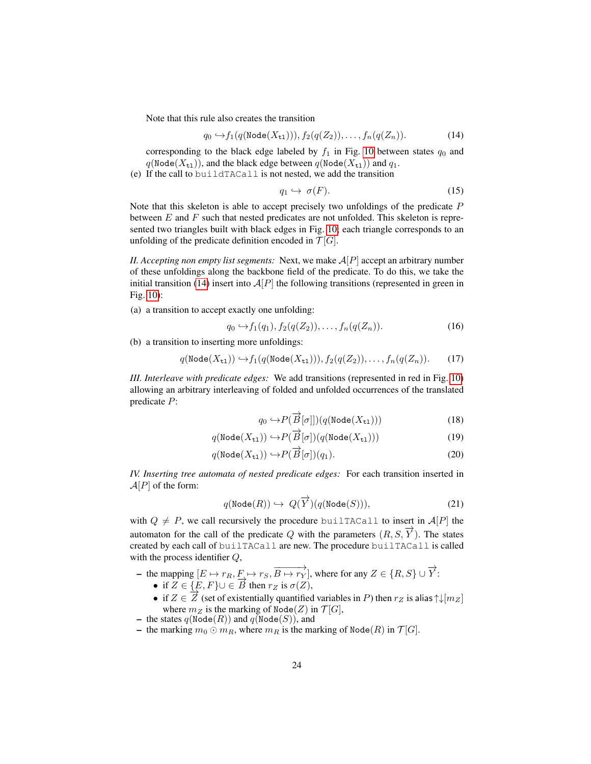Note that this rule also creates the transition

$$q_0 \hookrightarrow f_1(q(\texttt{Node}(X_{\texttt{tl}}))), f_2(q(Z_2)), \ldots, f_n(q(Z_n)). \tag{14}$$

corresponding to the black edge labeled by $f_1$ in Fig. 10 between states $q_0$ and $q(\texttt{Node}(X_{\texttt{tl}}))$, and the black edge between $q(\texttt{Node}(X_{\texttt{tl}}))$ and $q_1$.

(e) If the call to `buildTACall` is not nested, we add the transition

$$q_1 \hookrightarrow \sigma(F). \tag{15}$$

Note that this skeleton is able to accept precisely two unfoldings of the predicate $P$ between $E$ and $F$ such that nested predicates are not unfolded. This skeleton is represented two triangles built with black edges in Fig. 10; each triangle corresponds to an unfolding of the predicate definition encoded in $\mathcal{T}[G]$.

*II. Accepting non empty list segments:* Next, we make $\mathcal{A}[P]$ accept an arbitrary number of these unfoldings along the backbone field of the predicate. To do this, we take the initial transition (14) insert into $\mathcal{A}[P]$ the following transitions (represented in green in Fig. 10):

(a) a transition to accept exactly one unfolding:

$$q_0 \hookrightarrow f_1(q_1), f_2(q(Z_2)), \ldots, f_n(q(Z_n)). \tag{16}$$

(b) a transition to inserting more unfoldings:

$$q(\texttt{Node}(X_{\texttt{tl}})) \hookrightarrow f_1(q(\texttt{Node}(X_{\texttt{tl}}))), f_2(q(Z_2)), \ldots, f_n(q(Z_n)). \tag{17}$$

*III. Interleave with predicate edges:* We add transitions (represented in red in Fig. 10) allowing an arbitrary interleaving of folded and unfolded occurrences of the translated predicate $P$:

$$q_0 \hookrightarrow P(\overrightarrow{B}[\sigma]])(q(\texttt{Node}(X_{\texttt{tl}}))) \tag{18}$$

$$q(\texttt{Node}(X_{\texttt{tl}})) \hookrightarrow P(\overrightarrow{B}[\sigma])(q(\texttt{Node}(X_{\texttt{tl}}))) \tag{19}$$

$$q(\texttt{Node}(X_{\texttt{tl}})) \hookrightarrow P(\overrightarrow{B}[\sigma])(q_1). \tag{20}$$

*IV. Inserting tree automata of nested predicate edges:* For each transition inserted in $\mathcal{A}[P]$ of the form:

$$q(\texttt{Node}(R)) \hookrightarrow \; Q(\overrightarrow{Y})(q(\texttt{Node}(S))), \tag{21}$$

with $Q \neq P$, we call recursively the procedure `builTACall` to insert in $\mathcal{A}[P]$ the automaton for the call of the predicate $Q$ with the parameters $(R, S, \overrightarrow{Y})$. The states created by each call of `builTACall` are new. The procedure `builTACall` is called with the process identifier $Q$,

- the mapping $[E \mapsto r_R, F \mapsto r_S, \overrightarrow{B \mapsto r_Y}]$, where for any $Z \in \{R, S\} \cup \overrightarrow{Y}$:
  - if $Z \in \{E, F\} \cup \in \overrightarrow{B}$ then $r_Z$ is $\sigma(Z)$,
  - if $Z \in \overrightarrow{Z}$ (set of existentially quantified variables in $P$) then $r_Z$ is $\mathsf{alias}{\uparrow\downarrow}[m_Z]$ where $m_Z$ is the marking of $\texttt{Node}(Z)$ in $\mathcal{T}[G]$,
- the states $q(\texttt{Node}(R))$ and $q(\texttt{Node}(S))$, and
- the marking $m_0 \odot m_R$, where $m_R$ is the marking of $\texttt{Node}(R)$ in $\mathcal{T}[G]$.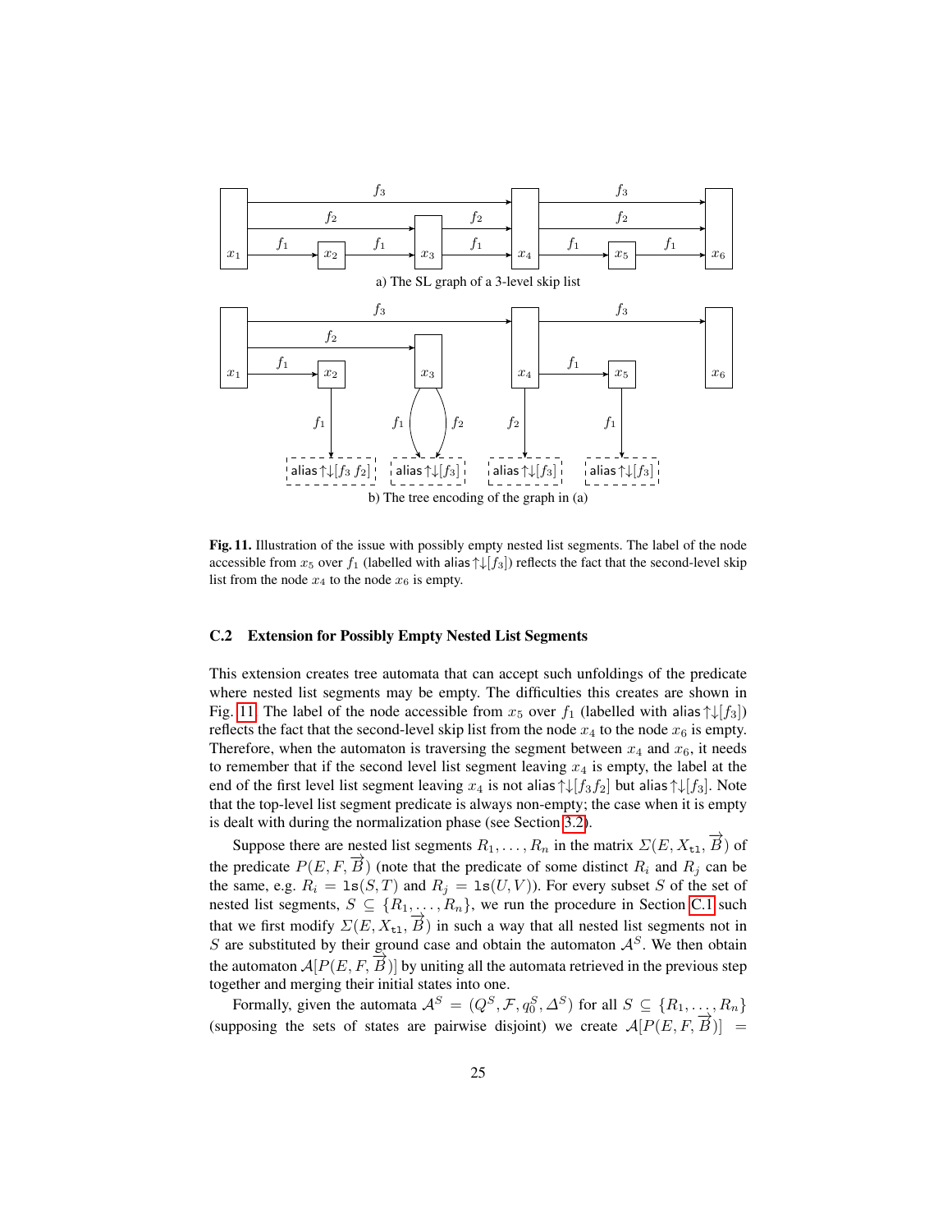a) The SL graph of a 3-level skip list

b) The tree encoding of the graph in (a)

**Fig. 11.** Illustration of the issue with possibly empty nested list segments. The label of the node accessible from $x_5$ over $f_1$ (labelled with alias$\uparrow\downarrow[f_3]$) reflects the fact that the second-level skip list from the node $x_4$ to the node $x_6$ is empty.

### C.2 Extension for Possibly Empty Nested List Segments

This extension creates tree automata that can accept such unfoldings of the predicate where nested list segments may be empty. The difficulties this creates are shown in Fig. 11. The label of the node accessible from $x_5$ over $f_1$ (labelled with alias$\uparrow\downarrow[f_3]$) reflects the fact that the second-level skip list from the node $x_4$ to the node $x_6$ is empty. Therefore, when the automaton is traversing the segment between $x_4$ and $x_6$, it needs to remember that if the second level list segment leaving $x_4$ is empty, the label at the end of the first level list segment leaving $x_4$ is not alias$\uparrow\downarrow[f_3 f_2]$ but alias$\uparrow\downarrow[f_3]$. Note that the top-level list segment predicate is always non-empty; the case when it is empty is dealt with during the normalization phase (see Section 3.2).

Suppose there are nested list segments $R_1, \ldots, R_n$ in the matrix $\Sigma(E, X_{\mathtt{tl}}, \overrightarrow{B})$ of the predicate $P(E, F, \overrightarrow{B})$ (note that the predicate of some distinct $R_i$ and $R_j$ can be the same, e.g. $R_i = \mathtt{ls}(S, T)$ and $R_j = \mathtt{ls}(U, V)$). For every subset $S$ of the set of nested list segments, $S \subseteq \{R_1, \ldots, R_n\}$, we run the procedure in Section C.1 such that we first modify $\Sigma(E, X_{\mathtt{tl}}, \overrightarrow{B})$ in such a way that all nested list segments not in $S$ are substituted by their ground case and obtain the automaton $\mathcal{A}^S$. We then obtain the automaton $\mathcal{A}[P(E, F, \overrightarrow{B})]$ by uniting all the automata retrieved in the previous step together and merging their initial states into one.

Formally, given the automata $\mathcal{A}^S = (Q^S, \mathcal{F}, q_0^S, \Delta^S)$ for all $S \subseteq \{R_1, \ldots, R_n\}$ (supposing the sets of states are pairwise disjoint) we create $\mathcal{A}[P(E, F, \overrightarrow{B})] =$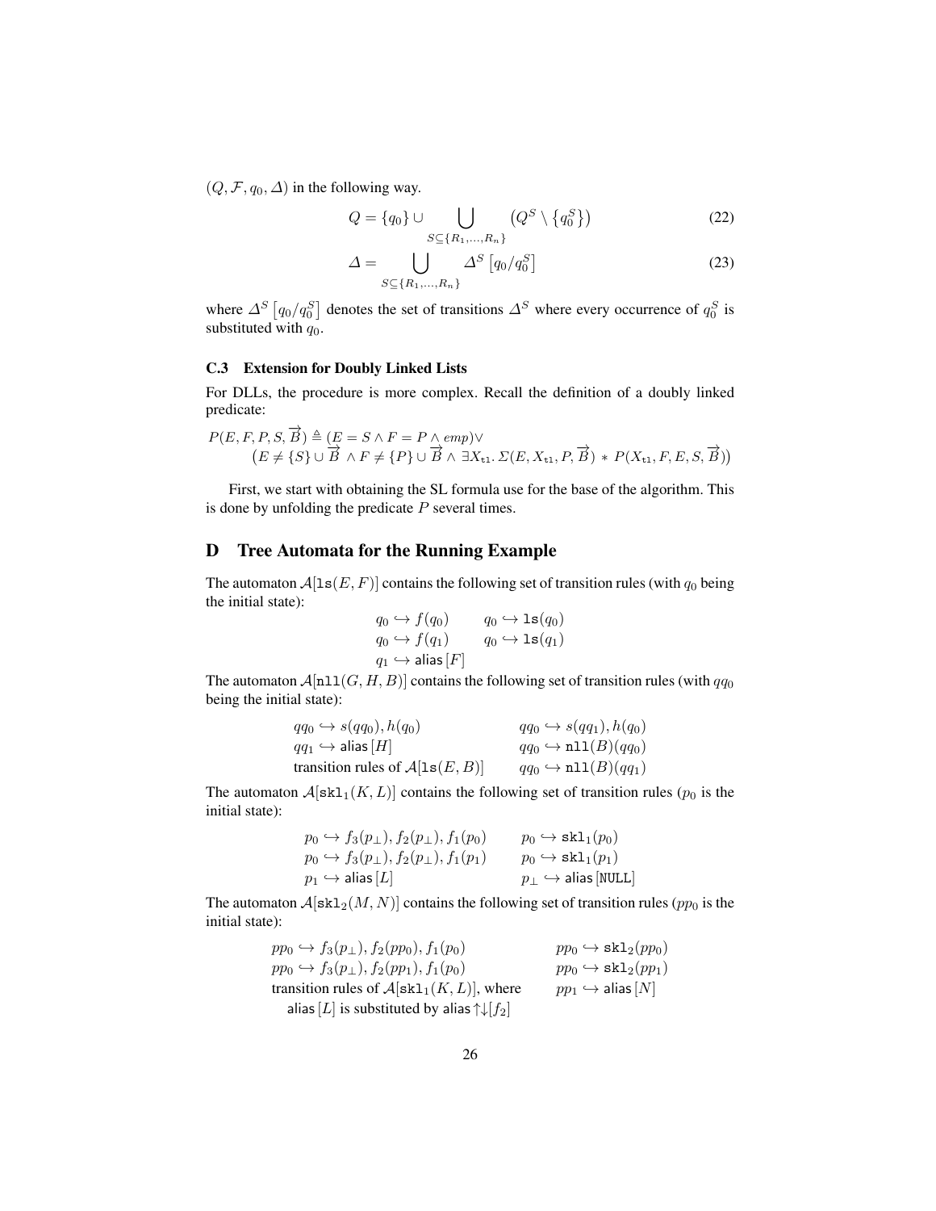$(Q, \mathcal{F}, q_0, \Delta)$ in the following way.

$$Q = \{q_0\} \cup \bigcup_{S \subseteq \{R_1,\ldots,R_n\}} \left(Q^S \setminus \{q_0^S\}\right) \tag{22}$$

$$\Delta = \bigcup_{S \subseteq \{R_1,\ldots,R_n\}} \Delta^S \left[q_0/q_0^S\right] \tag{23}$$

where $\Delta^S \left[q_0/q_0^S\right]$ denotes the set of transitions $\Delta^S$ where every occurrence of $q_0^S$ is substituted with $q_0$.

### C.3 Extension for Doubly Linked Lists

For DLLs, the procedure is more complex. Recall the definition of a doubly linked predicate:

$$P(E, F, P, S, \overrightarrow{B}) \triangleq (E = S \wedge F = P \wedge emp) \vee$$
$$\left(E \neq \{S\} \cup \overrightarrow{B} \wedge F \neq \{P\} \cup \overrightarrow{B} \wedge \exists X_{\mathtt{tl}}.\, \Sigma(E, X_{\mathtt{tl}}, P, \overrightarrow{B}) * P(X_{\mathtt{tl}}, F, E, S, \overrightarrow{B})\right)$$

First, we start with obtaining the SL formula use for the base of the algorithm. This is done by unfolding the predicate $P$ several times.

## D Tree Automata for the Running Example

The automaton $\mathcal{A}[\mathtt{ls}(E, F)]$ contains the following set of transition rules (with $q_0$ being the initial state):

$$q_0 \hookrightarrow f(q_0) \qquad q_0 \hookrightarrow \mathtt{ls}(q_0)$$
$$q_0 \hookrightarrow f(q_1) \qquad q_0 \hookrightarrow \mathtt{ls}(q_1)$$
$$q_1 \hookrightarrow \mathsf{alias}\,[F]$$

The automaton $\mathcal{A}[\mathtt{nll}(G, H, B)]$ contains the following set of transition rules (with $qq_0$ being the initial state):

$$qq_0 \hookrightarrow s(qq_0), h(q_0) \qquad qq_0 \hookrightarrow s(qq_1), h(q_0)$$
$$qq_1 \hookrightarrow \mathsf{alias}\,[H] \qquad qq_0 \hookrightarrow \mathtt{nll}(B)(qq_0)$$
$$\text{transition rules of } \mathcal{A}[\mathtt{ls}(E, B)] \qquad qq_0 \hookrightarrow \mathtt{nll}(B)(qq_1)$$

The automaton $\mathcal{A}[\mathtt{skl}_1(K, L)]$ contains the following set of transition rules ($p_0$ is the initial state):

$$p_0 \hookrightarrow f_3(p_\perp), f_2(p_\perp), f_1(p_0) \qquad p_0 \hookrightarrow \mathtt{skl}_1(p_0)$$
$$p_0 \hookrightarrow f_3(p_\perp), f_2(p_\perp), f_1(p_1) \qquad p_0 \hookrightarrow \mathtt{skl}_1(p_1)$$
$$p_1 \hookrightarrow \mathsf{alias}\,[L] \qquad p_\perp \hookrightarrow \mathsf{alias}\,[\mathtt{NULL}]$$

The automaton $\mathcal{A}[\mathtt{skl}_2(M, N)]$ contains the following set of transition rules ($pp_0$ is the initial state):

$$pp_0 \hookrightarrow f_3(p_\perp), f_2(pp_0), f_1(p_0) \qquad pp_0 \hookrightarrow \mathtt{skl}_2(pp_0)$$
$$pp_0 \hookrightarrow f_3(p_\perp), f_2(pp_1), f_1(p_0) \qquad pp_0 \hookrightarrow \mathtt{skl}_2(pp_1)$$
$$\text{transition rules of } \mathcal{A}[\mathtt{skl}_1(K, L)], \text{ where} \qquad pp_1 \hookrightarrow \mathsf{alias}\,[N]$$
$$\mathsf{alias}\,[L] \text{ is substituted by } \mathsf{alias}{\uparrow\downarrow}[f_2]$$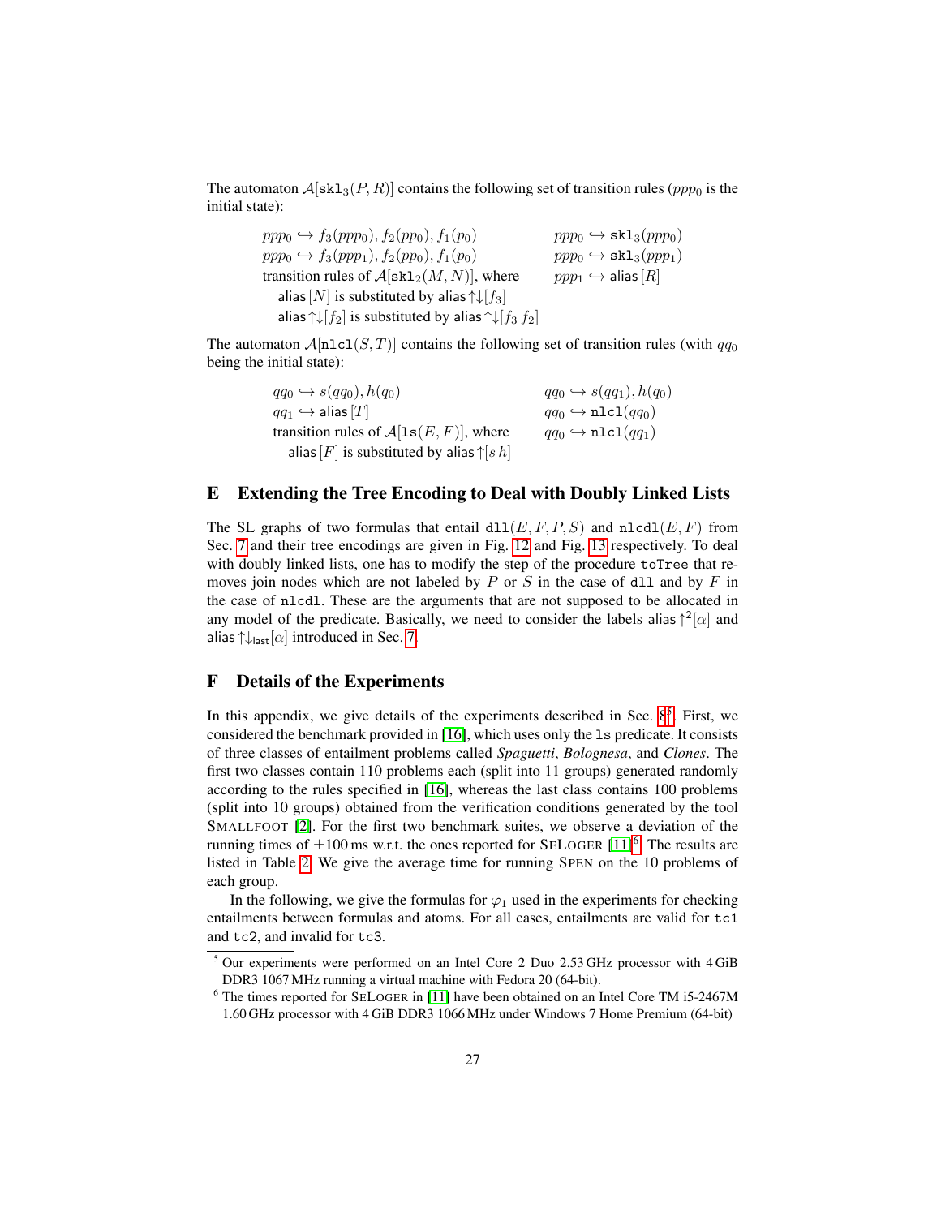The automaton $\mathcal{A}[\mathtt{skl}_3(P,R)]$ contains the following set of transition rules ($ppp_0$ is the initial state):

$$ppp_0 \hookrightarrow f_3(ppp_0), f_2(pp_0), f_1(p_0) \qquad ppp_0 \hookrightarrow \mathtt{skl}_3(ppp_0)$$
$$ppp_0 \hookrightarrow f_3(ppp_1), f_2(pp_0), f_1(p_0) \qquad ppp_0 \hookrightarrow \mathtt{skl}_3(ppp_1)$$
$$\text{transition rules of } \mathcal{A}[\mathtt{skl}_2(M,N)], \text{ where} \qquad ppp_1 \hookrightarrow \mathsf{alias}\,[R]$$

- $\mathsf{alias}\,[N]$ is substituted by $\mathsf{alias}{\uparrow\downarrow}[f_3]$
- $\mathsf{alias}{\uparrow\downarrow}[f_2]$ is substituted by $\mathsf{alias}{\uparrow\downarrow}[f_3\; f_2]$

The automaton $\mathcal{A}[\mathtt{nlcl}(S,T)]$ contains the following set of transition rules (with $qq_0$ being the initial state):

$$qq_0 \hookrightarrow s(qq_0), h(q_0) \qquad qq_0 \hookrightarrow s(qq_1), h(q_0)$$
$$qq_1 \hookrightarrow \mathsf{alias}\,[T] \qquad qq_0 \hookrightarrow \mathtt{nlcl}(qq_0)$$
$$\text{transition rules of } \mathcal{A}[\mathtt{ls}(E,F)], \text{ where} \qquad qq_0 \hookrightarrow \mathtt{nlcl}(qq_1)$$

- $\mathsf{alias}\,[F]$ is substituted by $\mathsf{alias}{\uparrow}[s\; h]$

## E Extending the Tree Encoding to Deal with Doubly Linked Lists

The SL graphs of two formulas that entail $\mathtt{dll}(E,F,P,S)$ and $\mathtt{nlcdl}(E,F)$ from Sec. 7 and their tree encodings are given in Fig. 12 and Fig. 13 respectively. To deal with doubly linked lists, one has to modify the step of the procedure `toTree` that removes join nodes which are not labeled by $P$ or $S$ in the case of `dll` and by $F$ in the case of `nlcdl`. These are the arguments that are not supposed to be allocated in any model of the predicate. Basically, we need to consider the labels $\mathsf{alias}{\uparrow}^2[\alpha]$ and $\mathsf{alias}{\uparrow\downarrow}_{\mathsf{last}}[\alpha]$ introduced in Sec. 7.

## F Details of the Experiments

In this appendix, we give details of the experiments described in Sec. 8[5]. First, we considered the benchmark provided in [16], which uses only the `ls` predicate. It consists of three classes of entailment problems called *Spaguetti*, *Bolognesa*, and *Clones*. The first two classes contain 110 problems each (split into 11 groups) generated randomly according to the rules specified in [16], whereas the last class contains 100 problems (split into 10 groups) obtained from the verification conditions generated by the tool SMALLFOOT [2]. For the first two benchmark suites, we observe a deviation of the running times of $\pm 100$ ms w.r.t. the ones reported for SELOGER [11][6]. The results are listed in Table 2. We give the average time for running SPEN on the 10 problems of each group.

In the following, we give the formulas for $\varphi_1$ used in the experiments for checking entailments between formulas and atoms. For all cases, entailments are valid for `tc1` and `tc2`, and invalid for `tc3`.

---

[5] Our experiments were performed on an Intel Core 2 Duo 2.53 GHz processor with 4 GiB DDR3 1067 MHz running a virtual machine with Fedora 20 (64-bit).

[6] The times reported for SELOGER in [11] have been obtained on an Intel Core TM i5-2467M 1.60 GHz processor with 4 GiB DDR3 1066 MHz under Windows 7 Home Premium (64-bit)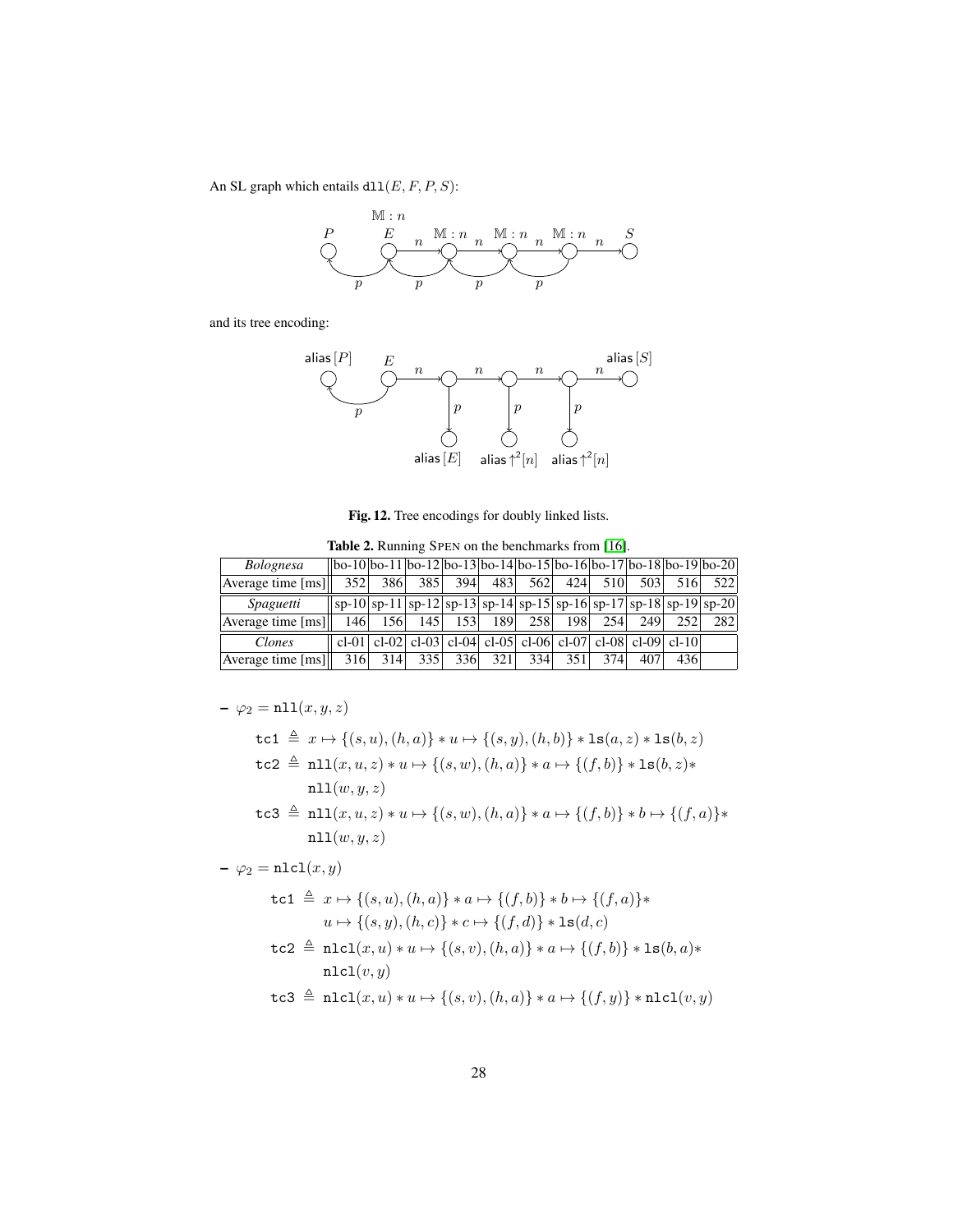An SL graph which entails $\mathtt{dll}(E, F, P, S)$:

and its tree encoding:

Fig. 12. Tree encodings for doubly linked lists.

**Table 2.** Running SPEN on the benchmarks from [16].

| *Bolognesa* | bo-10 | bo-11 | bo-12 | bo-13 | bo-14 | bo-15 | bo-16 | bo-17 | bo-18 | bo-19 | bo-20 |
|---|---|---|---|---|---|---|---|---|---|---|---|
| Average time [ms] | 352 | 386 | 385 | 394 | 483 | 562 | 424 | 510 | 503 | 516 | 522 |
| *Spaguetti* | sp-10 | sp-11 | sp-12 | sp-13 | sp-14 | sp-15 | sp-16 | sp-17 | sp-18 | sp-19 | sp-20 |
| Average time [ms] | 146 | 156 | 145 | 153 | 189 | 258 | 198 | 254 | 249 | 252 | 282 |
| *Clones* | cl-01 | cl-02 | cl-03 | cl-04 | cl-05 | cl-06 | cl-07 | cl-08 | cl-09 | cl-10 | |
| Average time [ms] | 316 | 314 | 335 | 336 | 321 | 334 | 351 | 374 | 407 | 436 | |

– $\varphi_2 = \mathtt{nll}(x, y, z)$

$$\mathtt{tc1} \triangleq x \mapsto \{(s, u), (h, a)\} * u \mapsto \{(s, y), (h, b)\} * \mathtt{ls}(a, z) * \mathtt{ls}(b, z)$$

$$\mathtt{tc2} \triangleq \mathtt{nll}(x, u, z) * u \mapsto \{(s, w), (h, a)\} * a \mapsto \{(f, b)\} * \mathtt{ls}(b, z) * \mathtt{nll}(w, y, z)$$

$$\mathtt{tc3} \triangleq \mathtt{nll}(x, u, z) * u \mapsto \{(s, w), (h, a)\} * a \mapsto \{(f, b)\} * b \mapsto \{(f, a)\} * \mathtt{nll}(w, y, z)$$

– $\varphi_2 = \mathtt{nlcl}(x, y)$

$$\mathtt{tc1} \triangleq x \mapsto \{(s, u), (h, a)\} * a \mapsto \{(f, b)\} * b \mapsto \{(f, a)\} * u \mapsto \{(s, y), (h, c)\} * c \mapsto \{(f, d)\} * \mathtt{ls}(d, c)$$

$$\mathtt{tc2} \triangleq \mathtt{nlcl}(x, u) * u \mapsto \{(s, v), (h, a)\} * a \mapsto \{(f, b)\} * \mathtt{ls}(b, a) * \mathtt{nlcl}(v, y)$$

$$\mathtt{tc3} \triangleq \mathtt{nlcl}(x, u) * u \mapsto \{(s, v), (h, a)\} * a \mapsto \{(f, y)\} * \mathtt{nlcl}(v, y)$$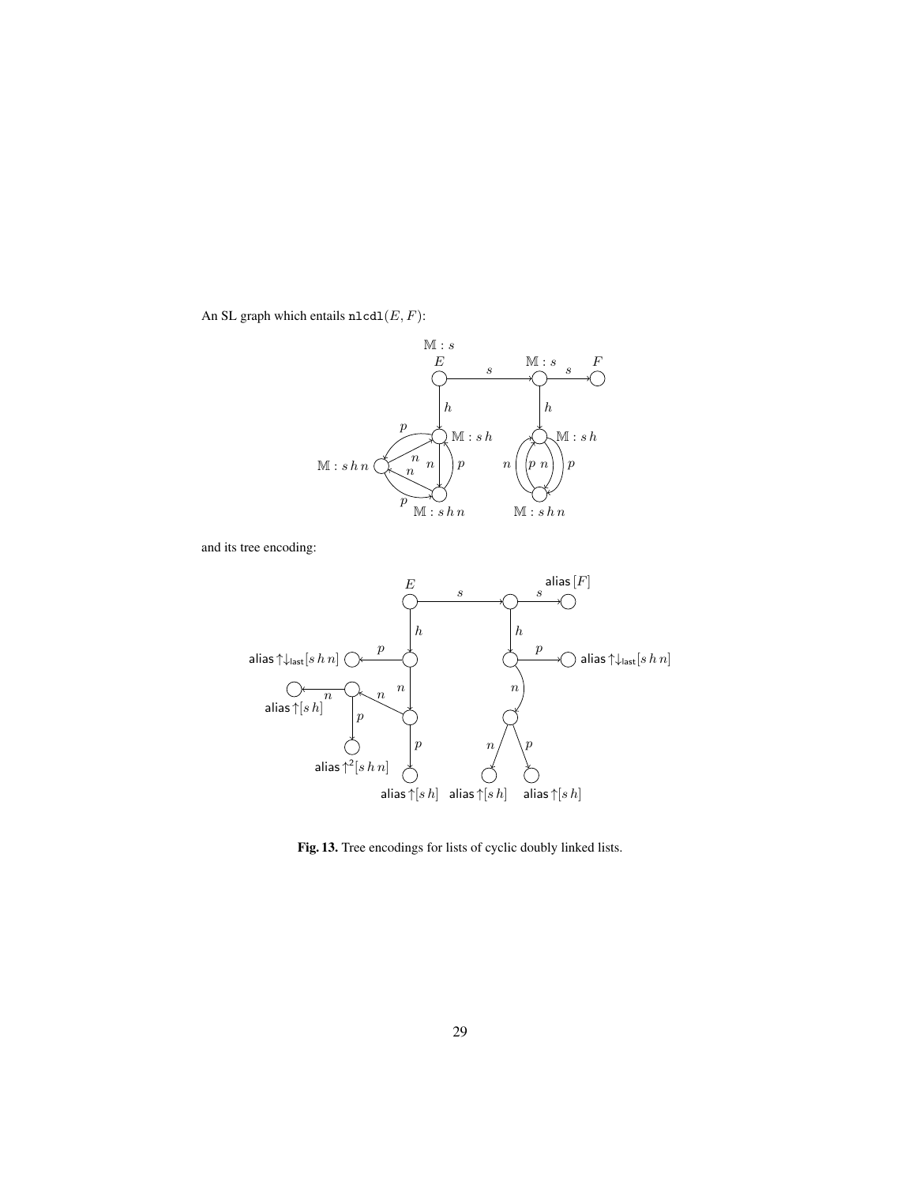An SL graph which entails `nlcdl`$(E, F)$:

and its tree encoding:

**Fig. 13.** Tree encodings for lists of cyclic doubly linked lists.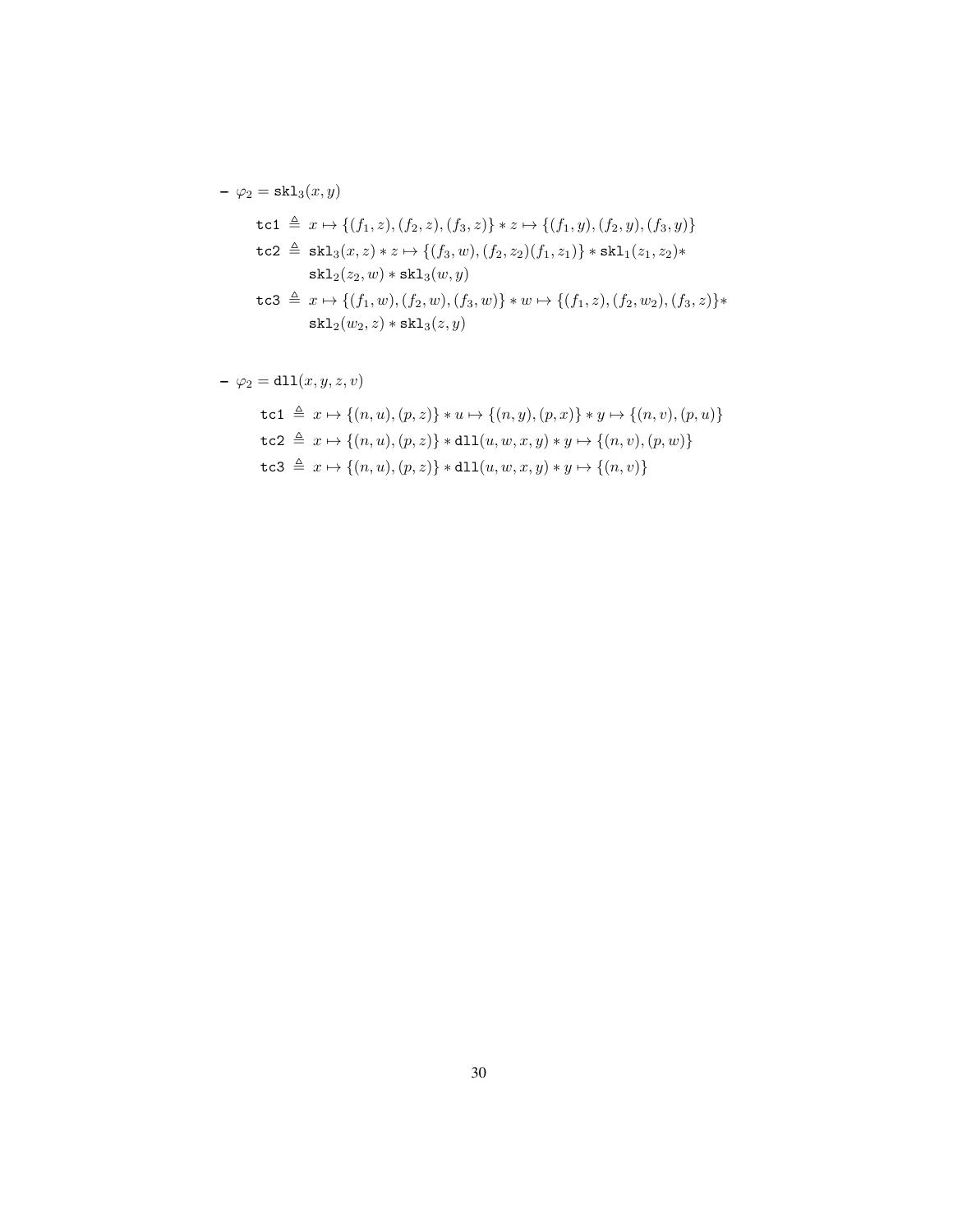- $\varphi_2 = \mathtt{skl}_3(x, y)$

$$\mathtt{tc1} \triangleq x \mapsto \{(f_1, z), (f_2, z), (f_3, z)\} * z \mapsto \{(f_1, y), (f_2, y), (f_3, y)\}$$

$$\mathtt{tc2} \triangleq \mathtt{skl}_3(x, z) * z \mapsto \{(f_3, w), (f_2, z_2)(f_1, z_1)\} * \mathtt{skl}_1(z_1, z_2) * \mathtt{skl}_2(z_2, w) * \mathtt{skl}_3(w, y)$$

$$\mathtt{tc3} \triangleq x \mapsto \{(f_1, w), (f_2, w), (f_3, w)\} * w \mapsto \{(f_1, z), (f_2, w_2), (f_3, z)\} * \mathtt{skl}_2(w_2, z) * \mathtt{skl}_3(z, y)$$

- $\varphi_2 = \mathtt{dll}(x, y, z, v)$

$$\mathtt{tc1} \triangleq x \mapsto \{(n, u), (p, z)\} * u \mapsto \{(n, y), (p, x)\} * y \mapsto \{(n, v), (p, u)\}$$

$$\mathtt{tc2} \triangleq x \mapsto \{(n, u), (p, z)\} * \mathtt{dll}(u, w, x, y) * y \mapsto \{(n, v), (p, w)\}$$

$$\mathtt{tc3} \triangleq x \mapsto \{(n, u), (p, z)\} * \mathtt{dll}(u, w, x, y) * y \mapsto \{(n, v)\}$$